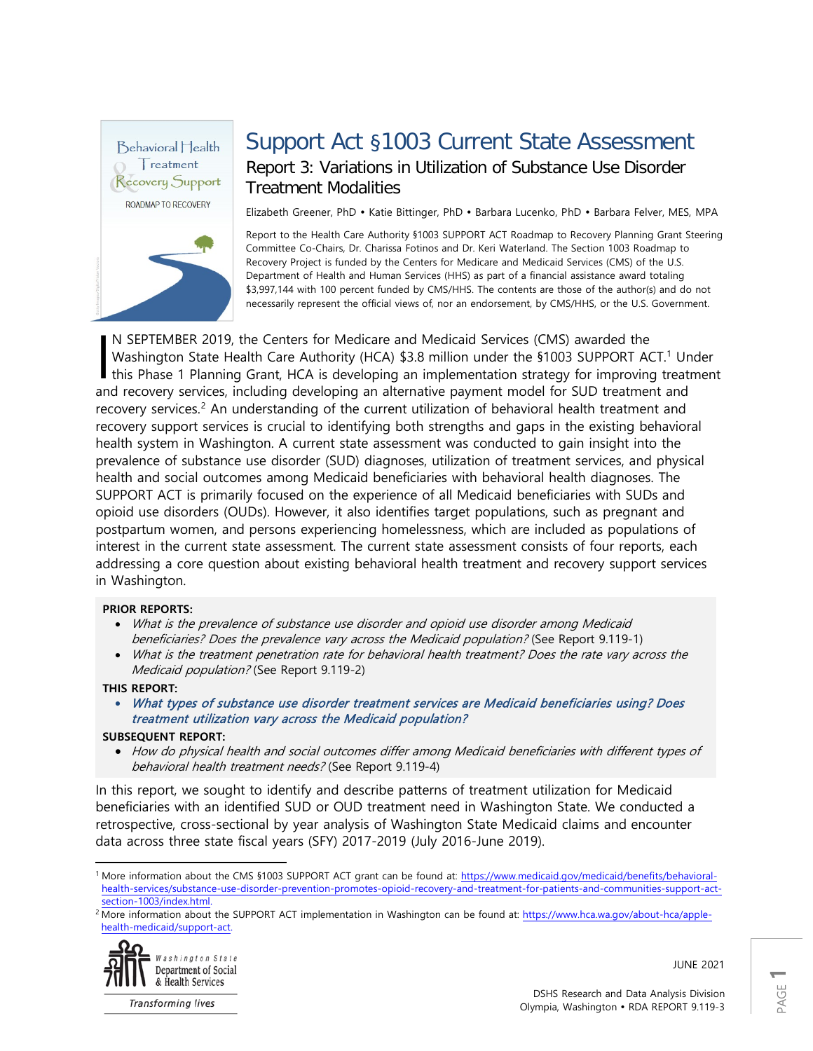# Support Act §1003 Current State Assessment

## Report 3: Variations in Utilization of Substance Use Disorder Treatment Modalities

Elizabeth Greener, PhD • Katie Bittinger, PhD • Barbara Lucenko, PhD • Barbara Felver, MES, MPA

Report to the Health Care Authority §1003 SUPPORT ACT Roadmap to Recovery Planning Grant Steering Committee Co-Chairs, Dr. Charissa Fotinos and Dr. Keri Waterland. The Section 1003 Roadmap to Recovery Project is funded by the Centers for Medicare and Medicaid Services (CMS) of the U.S. Department of Health and Human Services (HHS) as part of a financial assistance award totaling $3,997,144 with 100 percent funded by CMS/HHS. The contents are those of the author(s) and do not necessarily represent the official views of, nor an endorsement, by CMS/HHS, or the U.S. Government.

IN SEPTEMBER 2019, the Centers for Medicare and Medicaid Services (CMS) awarded the Washington State Health Care Authority (HCA) $3.8 million under the §1003 SUPPORT ACT.[1] Under this Phase 1 Planning Grant, HCA is developing an implementation strategy for improving treatment and recovery services, including developing an alternative payment model for SUD treatment and recovery services.[2] An understanding of the current utilization of behavioral health treatment and recovery support services is crucial to identifying both strengths and gaps in the existing behavioral health system in Washington. A current state assessment was conducted to gain insight into the prevalence of substance use disorder (SUD) diagnoses, utilization of treatment services, and physical health and social outcomes among Medicaid beneficiaries with behavioral health diagnoses. The SUPPORT ACT is primarily focused on the experience of all Medicaid beneficiaries with SUDs and opioid use disorders (OUDs). However, it also identifies target populations, such as pregnant and postpartum women, and persons experiencing homelessness, which are included as populations of interest in the current state assessment. The current state assessment consists of four reports, each addressing a core question about existing behavioral health treatment and recovery support services in Washington.

**PRIOR REPORTS:**

- *What is the prevalence of substance use disorder and opioid use disorder among Medicaid beneficiaries? Does the prevalence vary across the Medicaid population?* (See Report 9.119-1)
- *What is the treatment penetration rate for behavioral health treatment? Does the rate vary across the Medicaid population?* (See Report 9.119-2)

**THIS REPORT:**

- ***What types of substance use disorder treatment services are Medicaid beneficiaries using? Does treatment utilization vary across the Medicaid population?***

**SUBSEQUENT REPORT:**

- *How do physical health and social outcomes differ among Medicaid beneficiaries with different types of behavioral health treatment needs?* (See Report 9.119-4)

In this report, we sought to identify and describe patterns of treatment utilization for Medicaid beneficiaries with an identified SUD or OUD treatment need in Washington State. We conducted a retrospective, cross-sectional by year analysis of Washington State Medicaid claims and encounter data across three state fiscal years (SFY) 2017-2019 (July 2016-June 2019).

---

[1] More information about the CMS §1003 SUPPORT ACT grant can be found at: https://www.medicaid.gov/medicaid/benefits/behavioral-health-services/substance-use-disorder-prevention-promotes-opioid-recovery-and-treatment-for-patients-and-communities-support-act-section-1003/index.html.

[2] More information about the SUPPORT ACT implementation in Washington can be found at: https://www.hca.wa.gov/about-hca/apple-health-medicaid/support-act.

Washington State Department of Social & Health Services — Transforming lives

JUNE 2021

DSHS Research and Data Analysis Division
Olympia, Washington • RDA REPORT 9.119-3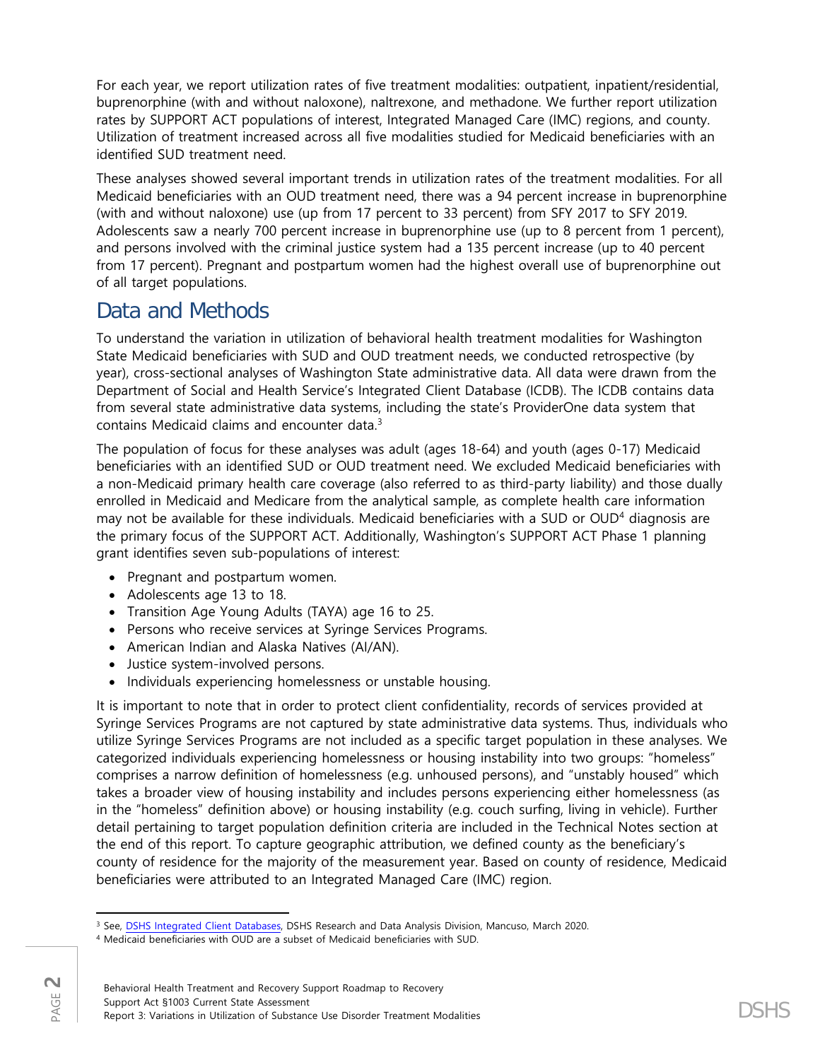For each year, we report utilization rates of five treatment modalities: outpatient, inpatient/residential, buprenorphine (with and without naloxone), naltrexone, and methadone. We further report utilization rates by SUPPORT ACT populations of interest, Integrated Managed Care (IMC) regions, and county. Utilization of treatment increased across all five modalities studied for Medicaid beneficiaries with an identified SUD treatment need.

These analyses showed several important trends in utilization rates of the treatment modalities. For all Medicaid beneficiaries with an OUD treatment need, there was a 94 percent increase in buprenorphine (with and without naloxone) use (up from 17 percent to 33 percent) from SFY 2017 to SFY 2019. Adolescents saw a nearly 700 percent increase in buprenorphine use (up to 8 percent from 1 percent), and persons involved with the criminal justice system had a 135 percent increase (up to 40 percent from 17 percent). Pregnant and postpartum women had the highest overall use of buprenorphine out of all target populations.

## Data and Methods

To understand the variation in utilization of behavioral health treatment modalities for Washington State Medicaid beneficiaries with SUD and OUD treatment needs, we conducted retrospective (by year), cross-sectional analyses of Washington State administrative data. All data were drawn from the Department of Social and Health Service's Integrated Client Database (ICDB). The ICDB contains data from several state administrative data systems, including the state's ProviderOne data system that contains Medicaid claims and encounter data.[3]

The population of focus for these analyses was adult (ages 18-64) and youth (ages 0-17) Medicaid beneficiaries with an identified SUD or OUD treatment need. We excluded Medicaid beneficiaries with a non-Medicaid primary health care coverage (also referred to as third-party liability) and those dually enrolled in Medicaid and Medicare from the analytical sample, as complete health care information may not be available for these individuals. Medicaid beneficiaries with a SUD or OUD[4] diagnosis are the primary focus of the SUPPORT ACT. Additionally, Washington's SUPPORT ACT Phase 1 planning grant identifies seven sub-populations of interest:

- Pregnant and postpartum women.
- Adolescents age 13 to 18.
- Transition Age Young Adults (TAYA) age 16 to 25.
- Persons who receive services at Syringe Services Programs.
- American Indian and Alaska Natives (AI/AN).
- Justice system-involved persons.
- Individuals experiencing homelessness or unstable housing.

It is important to note that in order to protect client confidentiality, records of services provided at Syringe Services Programs are not captured by state administrative data systems. Thus, individuals who utilize Syringe Services Programs are not included as a specific target population in these analyses. We categorized individuals experiencing homelessness or housing instability into two groups: "homeless" comprises a narrow definition of homelessness (e.g. unhoused persons), and "unstably housed" which takes a broader view of housing instability and includes persons experiencing either homelessness (as in the "homeless" definition above) or housing instability (e.g. couch surfing, living in vehicle). Further detail pertaining to target population definition criteria are included in the Technical Notes section at the end of this report. To capture geographic attribution, we defined county as the beneficiary's county of residence for the majority of the measurement year. Based on county of residence, Medicaid beneficiaries were attributed to an Integrated Managed Care (IMC) region.

---

[3] See, DSHS Integrated Client Databases, DSHS Research and Data Analysis Division, Mancuso, March 2020.

[4] Medicaid beneficiaries with OUD are a subset of Medicaid beneficiaries with SUD.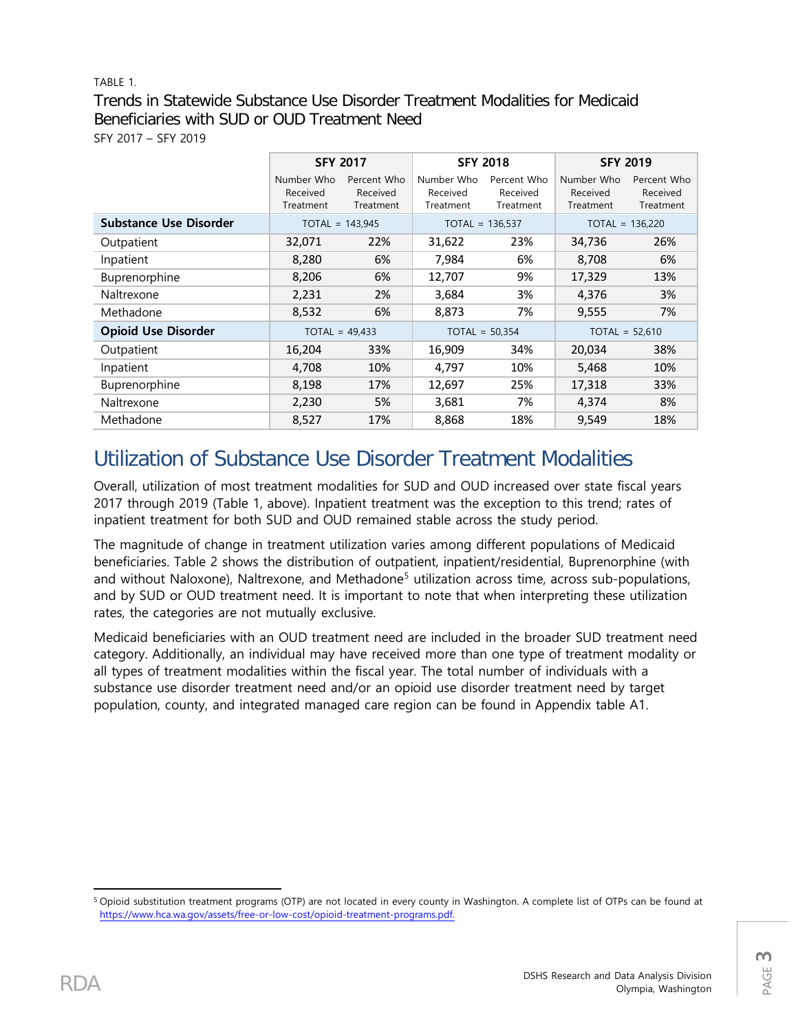TABLE 1.

### Trends in Statewide Substance Use Disorder Treatment Modalities for Medicaid Beneficiaries with SUD or OUD Treatment Need

SFY 2017 – SFY 2019

| | SFY 2017 | | SFY 2018 | | SFY 2019 | |
|---|---|---|---|---|---|---|
| | Number Who Received Treatment | Percent Who Received Treatment | Number Who Received Treatment | Percent Who Received Treatment | Number Who Received Treatment | Percent Who Received Treatment |
| **Substance Use Disorder** | TOTAL = 143,945 | | TOTAL = 136,537 | | TOTAL = 136,220 | |
| Outpatient | 32,071 | 22% | 31,622 | 23% | 34,736 | 26% |
| Inpatient | 8,280 | 6% | 7,984 | 6% | 8,708 | 6% |
| Buprenorphine | 8,206 | 6% | 12,707 | 9% | 17,329 | 13% |
| Naltrexone | 2,231 | 2% | 3,684 | 3% | 4,376 | 3% |
| Methadone | 8,532 | 6% | 8,873 | 7% | 9,555 | 7% |
| **Opioid Use Disorder** | TOTAL = 49,433 | | TOTAL = 50,354 | | TOTAL = 52,610 | |
| Outpatient | 16,204 | 33% | 16,909 | 34% | 20,034 | 38% |
| Inpatient | 4,708 | 10% | 4,797 | 10% | 5,468 | 10% |
| Buprenorphine | 8,198 | 17% | 12,697 | 25% | 17,318 | 33% |
| Naltrexone | 2,230 | 5% | 3,681 | 7% | 4,374 | 8% |
| Methadone | 8,527 | 17% | 8,868 | 18% | 9,549 | 18% |

## Utilization of Substance Use Disorder Treatment Modalities

Overall, utilization of most treatment modalities for SUD and OUD increased over state fiscal years 2017 through 2019 (Table 1, above). Inpatient treatment was the exception to this trend; rates of inpatient treatment for both SUD and OUD remained stable across the study period.

The magnitude of change in treatment utilization varies among different populations of Medicaid beneficiaries. Table 2 shows the distribution of outpatient, inpatient/residential, Buprenorphine (with and without Naloxone), Naltrexone, and Methadone[5] utilization across time, across sub-populations, and by SUD or OUD treatment need. It is important to note that when interpreting these utilization rates, the categories are not mutually exclusive.

Medicaid beneficiaries with an OUD treatment need are included in the broader SUD treatment need category. Additionally, an individual may have received more than one type of treatment modality or all types of treatment modalities within the fiscal year. The total number of individuals with a substance use disorder treatment need and/or an opioid use disorder treatment need by target population, county, and integrated managed care region can be found in Appendix table A1.

[5] Opioid substitution treatment programs (OTP) are not located in every county in Washington. A complete list of OTPs can be found at https://www.hca.wa.gov/assets/free-or-low-cost/opioid-treatment-programs.pdf.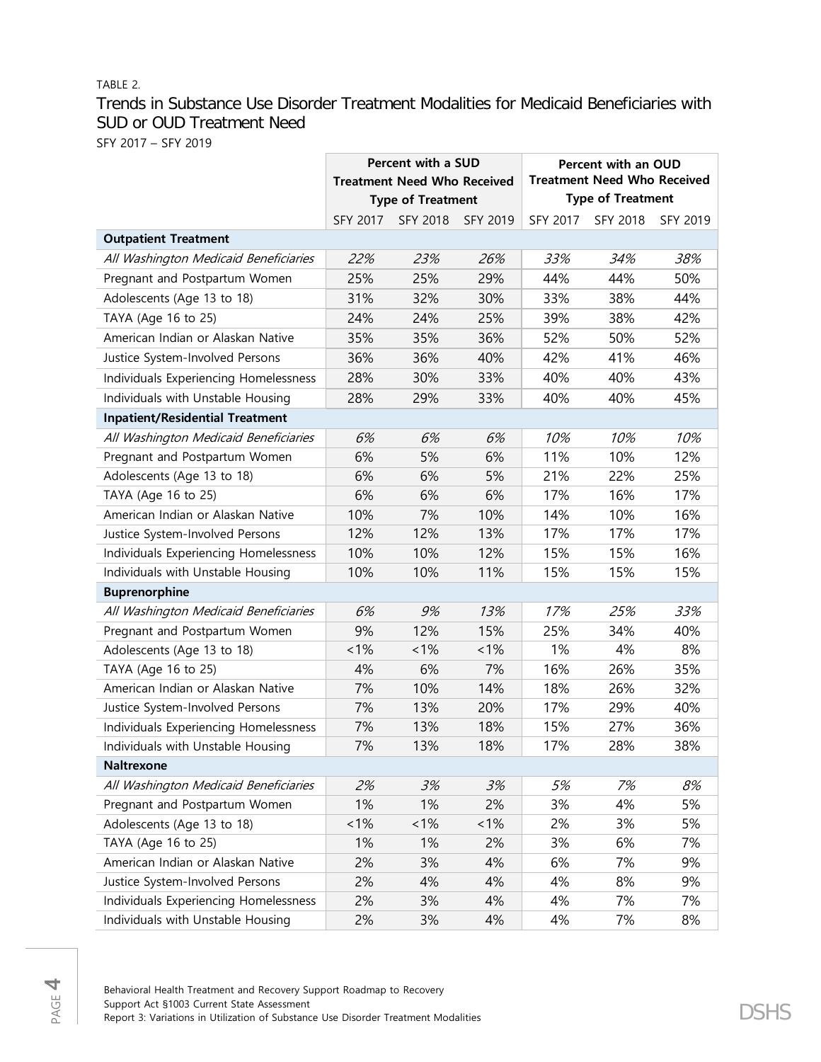TABLE 2.

## Trends in Substance Use Disorder Treatment Modalities for Medicaid Beneficiaries with SUD or OUD Treatment Need

SFY 2017 – SFY 2019

| | Percent with a SUD Treatment Need Who Received Type of Treatment | | | Percent with an OUD Treatment Need Who Received Type of Treatment | | |
|---|---|---|---|---|---|---|
| | SFY 2017 | SFY 2018 | SFY 2019 | SFY 2017 | SFY 2018 | SFY 2019 |
| **Outpatient Treatment** | | | | | | |
| *All Washington Medicaid Beneficiaries* | *22%* | *23%* | *26%* | *33%* | *34%* | *38%* |
| Pregnant and Postpartum Women | 25% | 25% | 29% | 44% | 44% | 50% |
| Adolescents (Age 13 to 18) | 31% | 32% | 30% | 33% | 38% | 44% |
| TAYA (Age 16 to 25) | 24% | 24% | 25% | 39% | 38% | 42% |
| American Indian or Alaskan Native | 35% | 35% | 36% | 52% | 50% | 52% |
| Justice System-Involved Persons | 36% | 36% | 40% | 42% | 41% | 46% |
| Individuals Experiencing Homelessness | 28% | 30% | 33% | 40% | 40% | 43% |
| Individuals with Unstable Housing | 28% | 29% | 33% | 40% | 40% | 45% |
| **Inpatient/Residential Treatment** | | | | | | |
| *All Washington Medicaid Beneficiaries* | *6%* | *6%* | *6%* | *10%* | *10%* | *10%* |
| Pregnant and Postpartum Women | 6% | 5% | 6% | 11% | 10% | 12% |
| Adolescents (Age 13 to 18) | 6% | 6% | 5% | 21% | 22% | 25% |
| TAYA (Age 16 to 25) | 6% | 6% | 6% | 17% | 16% | 17% |
| American Indian or Alaskan Native | 10% | 7% | 10% | 14% | 10% | 16% |
| Justice System-Involved Persons | 12% | 12% | 13% | 17% | 17% | 17% |
| Individuals Experiencing Homelessness | 10% | 10% | 12% | 15% | 15% | 16% |
| Individuals with Unstable Housing | 10% | 10% | 11% | 15% | 15% | 15% |
| **Buprenorphine** | | | | | | |
| *All Washington Medicaid Beneficiaries* | *6%* | *9%* | *13%* | *17%* | *25%* | *33%* |
| Pregnant and Postpartum Women | 9% | 12% | 15% | 25% | 34% | 40% |
| Adolescents (Age 13 to 18) | <1% | <1% | <1% | 1% | 4% | 8% |
| TAYA (Age 16 to 25) | 4% | 6% | 7% | 16% | 26% | 35% |
| American Indian or Alaskan Native | 7% | 10% | 14% | 18% | 26% | 32% |
| Justice System-Involved Persons | 7% | 13% | 20% | 17% | 29% | 40% |
| Individuals Experiencing Homelessness | 7% | 13% | 18% | 15% | 27% | 36% |
| Individuals with Unstable Housing | 7% | 13% | 18% | 17% | 28% | 38% |
| **Naltrexone** | | | | | | |
| *All Washington Medicaid Beneficiaries* | *2%* | *3%* | *3%* | *5%* | *7%* | *8%* |
| Pregnant and Postpartum Women | 1% | 1% | 2% | 3% | 4% | 5% |
| Adolescents (Age 13 to 18) | <1% | <1% | <1% | 2% | 3% | 5% |
| TAYA (Age 16 to 25) | 1% | 1% | 2% | 3% | 6% | 7% |
| American Indian or Alaskan Native | 2% | 3% | 4% | 6% | 7% | 9% |
| Justice System-Involved Persons | 2% | 4% | 4% | 4% | 8% | 9% |
| Individuals Experiencing Homelessness | 2% | 3% | 4% | 4% | 7% | 7% |
| Individuals with Unstable Housing | 2% | 3% | 4% | 4% | 7% | 8% |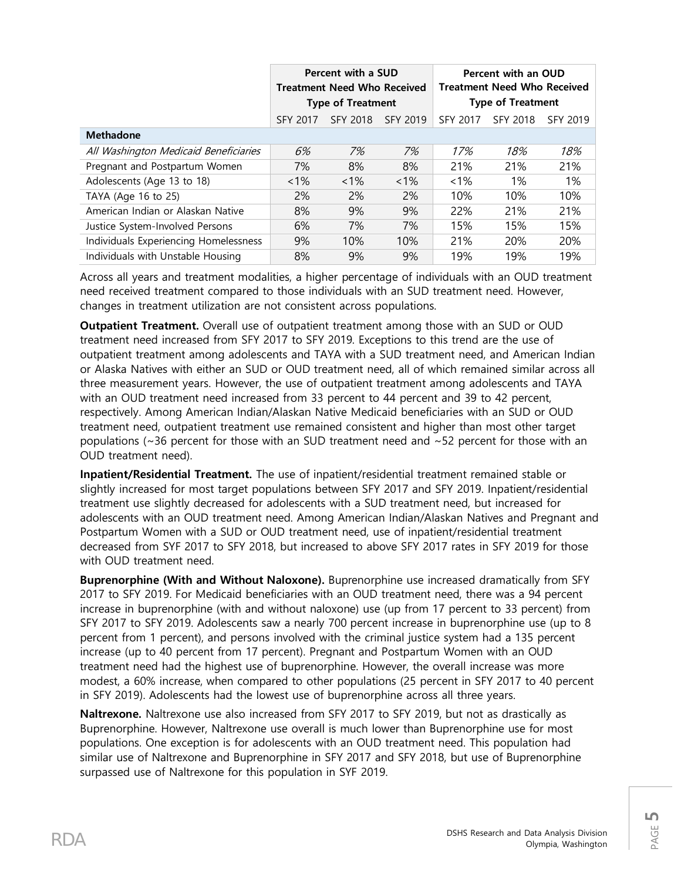| | Percent with a SUD Treatment Need Who Received Type of Treatment | | | Percent with an OUD Treatment Need Who Received Type of Treatment | | |
|---|---|---|---|---|---|---|
| | SFY 2017 | SFY 2018 | SFY 2019 | SFY 2017 | SFY 2018 | SFY 2019 |
| **Methadone** | | | | | | |
| *All Washington Medicaid Beneficiaries* | *6%* | *7%* | *7%* | *17%* | *18%* | *18%* |
| Pregnant and Postpartum Women | 7% | 8% | 8% | 21% | 21% | 21% |
| Adolescents (Age 13 to 18) | <1% | <1% | <1% | <1% | 1% | 1% |
| TAYA (Age 16 to 25) | 2% | 2% | 2% | 10% | 10% | 10% |
| American Indian or Alaskan Native | 8% | 9% | 9% | 22% | 21% | 21% |
| Justice System-Involved Persons | 6% | 7% | 7% | 15% | 15% | 15% |
| Individuals Experiencing Homelessness | 9% | 10% | 10% | 21% | 20% | 20% |
| Individuals with Unstable Housing | 8% | 9% | 9% | 19% | 19% | 19% |

Across all years and treatment modalities, a higher percentage of individuals with an OUD treatment need received treatment compared to those individuals with an SUD treatment need. However, changes in treatment utilization are not consistent across populations.

**Outpatient Treatment.** Overall use of outpatient treatment among those with an SUD or OUD treatment need increased from SFY 2017 to SFY 2019. Exceptions to this trend are the use of outpatient treatment among adolescents and TAYA with a SUD treatment need, and American Indian or Alaska Natives with either an SUD or OUD treatment need, all of which remained similar across all three measurement years. However, the use of outpatient treatment among adolescents and TAYA with an OUD treatment need increased from 33 percent to 44 percent and 39 to 42 percent, respectively. Among American Indian/Alaskan Native Medicaid beneficiaries with an SUD or OUD treatment need, outpatient treatment use remained consistent and higher than most other target populations (~36 percent for those with an SUD treatment need and ~52 percent for those with an OUD treatment need).

**Inpatient/Residential Treatment.** The use of inpatient/residential treatment remained stable or slightly increased for most target populations between SFY 2017 and SFY 2019. Inpatient/residential treatment use slightly decreased for adolescents with a SUD treatment need, but increased for adolescents with an OUD treatment need. Among American Indian/Alaskan Natives and Pregnant and Postpartum Women with a SUD or OUD treatment need, use of inpatient/residential treatment decreased from SYF 2017 to SFY 2018, but increased to above SFY 2017 rates in SFY 2019 for those with OUD treatment need.

**Buprenorphine (With and Without Naloxone).** Buprenorphine use increased dramatically from SFY 2017 to SFY 2019. For Medicaid beneficiaries with an OUD treatment need, there was a 94 percent increase in buprenorphine (with and without naloxone) use (up from 17 percent to 33 percent) from SFY 2017 to SFY 2019. Adolescents saw a nearly 700 percent increase in buprenorphine use (up to 8 percent from 1 percent), and persons involved with the criminal justice system had a 135 percent increase (up to 40 percent from 17 percent). Pregnant and Postpartum Women with an OUD treatment need had the highest use of buprenorphine. However, the overall increase was more modest, a 60% increase, when compared to other populations (25 percent in SFY 2017 to 40 percent in SFY 2019). Adolescents had the lowest use of buprenorphine across all three years.

**Naltrexone.** Naltrexone use also increased from SFY 2017 to SFY 2019, but not as drastically as Buprenorphine. However, Naltrexone use overall is much lower than Buprenorphine use for most populations. One exception is for adolescents with an OUD treatment need. This population had similar use of Naltrexone and Buprenorphine in SFY 2017 and SFY 2018, but use of Buprenorphine surpassed use of Naltrexone for this population in SYF 2019.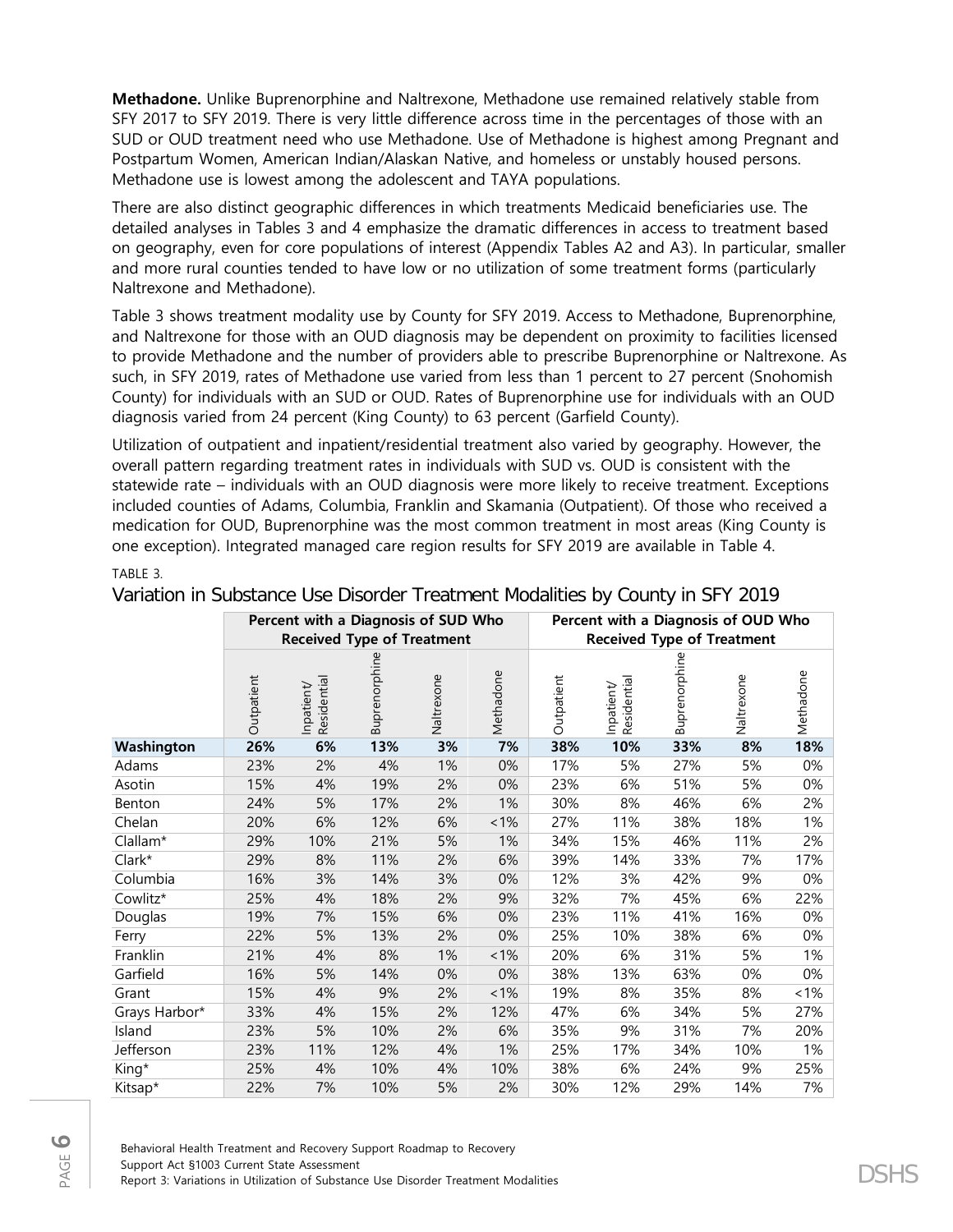**Methadone.** Unlike Buprenorphine and Naltrexone, Methadone use remained relatively stable from SFY 2017 to SFY 2019. There is very little difference across time in the percentages of those with an SUD or OUD treatment need who use Methadone. Use of Methadone is highest among Pregnant and Postpartum Women, American Indian/Alaskan Native, and homeless or unstably housed persons. Methadone use is lowest among the adolescent and TAYA populations.

There are also distinct geographic differences in which treatments Medicaid beneficiaries use. The detailed analyses in Tables 3 and 4 emphasize the dramatic differences in access to treatment based on geography, even for core populations of interest (Appendix Tables A2 and A3). In particular, smaller and more rural counties tended to have low or no utilization of some treatment forms (particularly Naltrexone and Methadone).

Table 3 shows treatment modality use by County for SFY 2019. Access to Methadone, Buprenorphine, and Naltrexone for those with an OUD diagnosis may be dependent on proximity to facilities licensed to provide Methadone and the number of providers able to prescribe Buprenorphine or Naltrexone. As such, in SFY 2019, rates of Methadone use varied from less than 1 percent to 27 percent (Snohomish County) for individuals with an SUD or OUD. Rates of Buprenorphine use for individuals with an OUD diagnosis varied from 24 percent (King County) to 63 percent (Garfield County).

Utilization of outpatient and inpatient/residential treatment also varied by geography. However, the overall pattern regarding treatment rates in individuals with SUD vs. OUD is consistent with the statewide rate – individuals with an OUD diagnosis were more likely to receive treatment. Exceptions included counties of Adams, Columbia, Franklin and Skamania (Outpatient). Of those who received a medication for OUD, Buprenorphine was the most common treatment in most areas (King County is one exception). Integrated managed care region results for SFY 2019 are available in Table 4.

TABLE 3.

## Variation in Substance Use Disorder Treatment Modalities by County in SFY 2019

| | Percent with a Diagnosis of SUD Who Received Type of Treatment | | | | | Percent with a Diagnosis of OUD Who Received Type of Treatment | | | | |
|---|---|---|---|---|---|---|---|---|---|---|
| | Outpatient | Inpatient/ Residential | Buprenorphine | Naltrexone | Methadone | Outpatient | Inpatient/ Residential | Buprenorphine | Naltrexone | Methadone |
| **Washington** | **26%** | **6%** | **13%** | **3%** | **7%** | **38%** | **10%** | **33%** | **8%** | **18%** |
| Adams | 23% | 2% | 4% | 1% | 0% | 17% | 5% | 27% | 5% | 0% |
| Asotin | 15% | 4% | 19% | 2% | 0% | 23% | 6% | 51% | 5% | 0% |
| Benton | 24% | 5% | 17% | 2% | 1% | 30% | 8% | 46% | 6% | 2% |
| Chelan | 20% | 6% | 12% | 6% | <1% | 27% | 11% | 38% | 18% | 1% |
| Clallam* | 29% | 10% | 21% | 5% | 1% | 34% | 15% | 46% | 11% | 2% |
| Clark* | 29% | 8% | 11% | 2% | 6% | 39% | 14% | 33% | 7% | 17% |
| Columbia | 16% | 3% | 14% | 3% | 0% | 12% | 3% | 42% | 9% | 0% |
| Cowlitz* | 25% | 4% | 18% | 2% | 9% | 32% | 7% | 45% | 6% | 22% |
| Douglas | 19% | 7% | 15% | 6% | 0% | 23% | 11% | 41% | 16% | 0% |
| Ferry | 22% | 5% | 13% | 2% | 0% | 25% | 10% | 38% | 6% | 0% |
| Franklin | 21% | 4% | 8% | 1% | <1% | 20% | 6% | 31% | 5% | 1% |
| Garfield | 16% | 5% | 14% | 0% | 0% | 38% | 13% | 63% | 0% | 0% |
| Grant | 15% | 4% | 9% | 2% | <1% | 19% | 8% | 35% | 8% | <1% |
| Grays Harbor* | 33% | 4% | 15% | 2% | 12% | 47% | 6% | 34% | 5% | 27% |
| Island | 23% | 5% | 10% | 2% | 6% | 35% | 9% | 31% | 7% | 20% |
| Jefferson | 23% | 11% | 12% | 4% | 1% | 25% | 17% | 34% | 10% | 1% |
| King* | 25% | 4% | 10% | 4% | 10% | 38% | 6% | 24% | 9% | 25% |
| Kitsap* | 22% | 7% | 10% | 5% | 2% | 30% | 12% | 29% | 14% | 7% |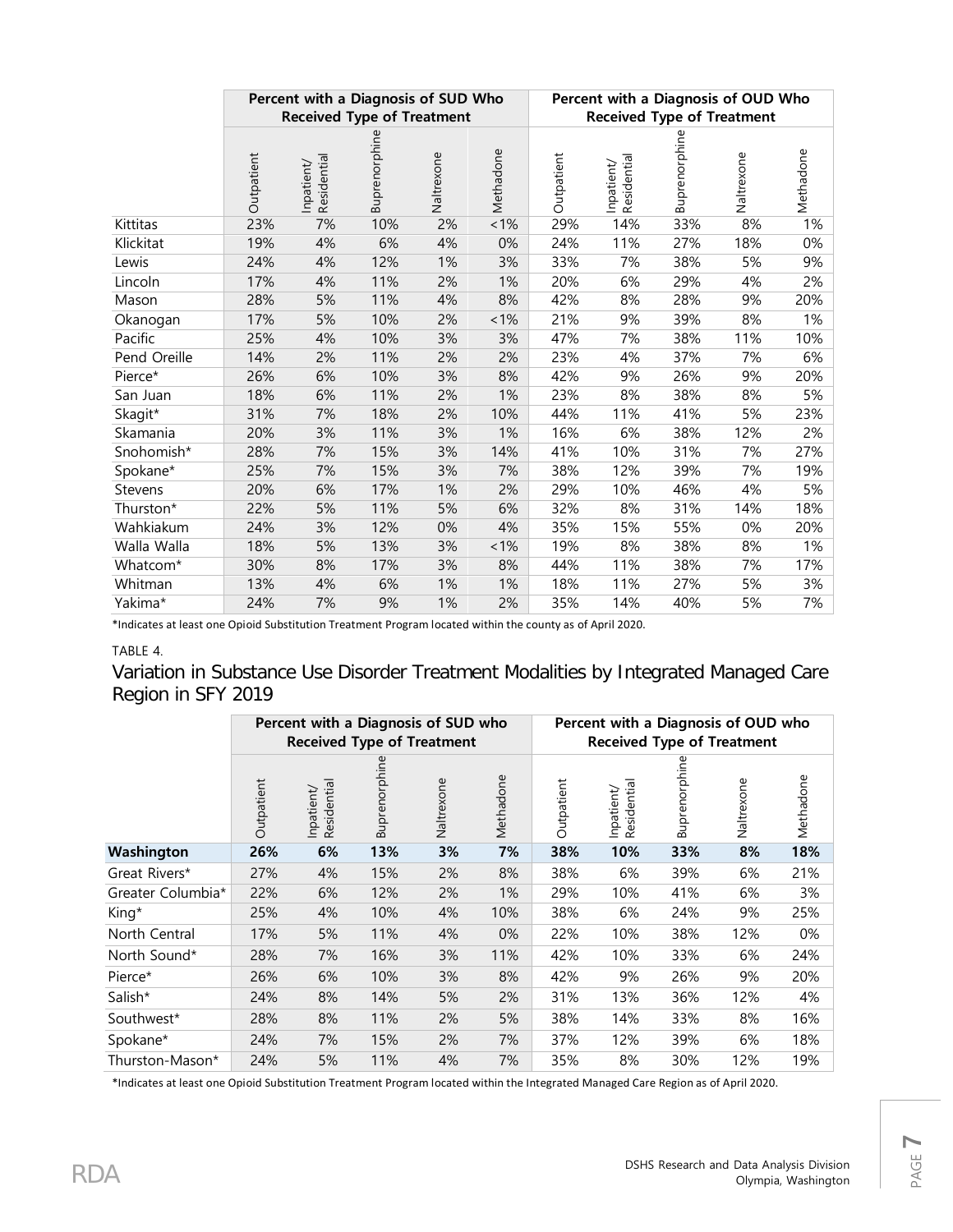| | Percent with a Diagnosis of SUD Who Received Type of Treatment | | | | | Percent with a Diagnosis of OUD Who Received Type of Treatment | | | | |
|---|---|---|---|---|---|---|---|---|---|---|
| | Outpatient | Inpatient/ Residential | Buprenorphine | Naltrexone | Methadone | Outpatient | Inpatient/ Residential | Buprenorphine | Naltrexone | Methadone |
| Kittitas | 23% | 7% | 10% | 2% | <1% | 29% | 14% | 33% | 8% | 1% |
| Klickitat | 19% | 4% | 6% | 4% | 0% | 24% | 11% | 27% | 18% | 0% |
| Lewis | 24% | 4% | 12% | 1% | 3% | 33% | 7% | 38% | 5% | 9% |
| Lincoln | 17% | 4% | 11% | 2% | 1% | 20% | 6% | 29% | 4% | 2% |
| Mason | 28% | 5% | 11% | 4% | 8% | 42% | 8% | 28% | 9% | 20% |
| Okanogan | 17% | 5% | 10% | 2% | <1% | 21% | 9% | 39% | 8% | 1% |
| Pacific | 25% | 4% | 10% | 3% | 3% | 47% | 7% | 38% | 11% | 10% |
| Pend Oreille | 14% | 2% | 11% | 2% | 2% | 23% | 4% | 37% | 7% | 6% |
| Pierce* | 26% | 6% | 10% | 3% | 8% | 42% | 9% | 26% | 9% | 20% |
| San Juan | 18% | 6% | 11% | 2% | 1% | 23% | 8% | 38% | 8% | 5% |
| Skagit* | 31% | 7% | 18% | 2% | 10% | 44% | 11% | 41% | 5% | 23% |
| Skamania | 20% | 3% | 11% | 3% | 1% | 16% | 6% | 38% | 12% | 2% |
| Snohomish* | 28% | 7% | 15% | 3% | 14% | 41% | 10% | 31% | 7% | 27% |
| Spokane* | 25% | 7% | 15% | 3% | 7% | 38% | 12% | 39% | 7% | 19% |
| Stevens | 20% | 6% | 17% | 1% | 2% | 29% | 10% | 46% | 4% | 5% |
| Thurston* | 22% | 5% | 11% | 5% | 6% | 32% | 8% | 31% | 14% | 18% |
| Wahkiakum | 24% | 3% | 12% | 0% | 4% | 35% | 15% | 55% | 0% | 20% |
| Walla Walla | 18% | 5% | 13% | 3% | <1% | 19% | 8% | 38% | 8% | 1% |
| Whatcom* | 30% | 8% | 17% | 3% | 8% | 44% | 11% | 38% | 7% | 17% |
| Whitman | 13% | 4% | 6% | 1% | 1% | 18% | 11% | 27% | 5% | 3% |
| Yakima* | 24% | 7% | 9% | 1% | 2% | 35% | 14% | 40% | 5% | 7% |

*Indicates at least one Opioid Substitution Treatment Program located within the county as of April 2020.

TABLE 4.

## Variation in Substance Use Disorder Treatment Modalities by Integrated Managed Care Region in SFY 2019

| | Percent with a Diagnosis of SUD who Received Type of Treatment | | | | | Percent with a Diagnosis of OUD who Received Type of Treatment | | | | |
|---|---|---|---|---|---|---|---|---|---|---|
| | Outpatient | Inpatient/ Residential | Buprenorphine | Naltrexone | Methadone | Outpatient | Inpatient/ Residential | Buprenorphine | Naltrexone | Methadone |
| **Washington** | **26%** | **6%** | **13%** | **3%** | **7%** | **38%** | **10%** | **33%** | **8%** | **18%** |
| Great Rivers* | 27% | 4% | 15% | 2% | 8% | 38% | 6% | 39% | 6% | 21% |
| Greater Columbia* | 22% | 6% | 12% | 2% | 1% | 29% | 10% | 41% | 6% | 3% |
| King* | 25% | 4% | 10% | 4% | 10% | 38% | 6% | 24% | 9% | 25% |
| North Central | 17% | 5% | 11% | 4% | 0% | 22% | 10% | 38% | 12% | 0% |
| North Sound* | 28% | 7% | 16% | 3% | 11% | 42% | 10% | 33% | 6% | 24% |
| Pierce* | 26% | 6% | 10% | 3% | 8% | 42% | 9% | 26% | 9% | 20% |
| Salish* | 24% | 8% | 14% | 5% | 2% | 31% | 13% | 36% | 12% | 4% |
| Southwest* | 28% | 8% | 11% | 2% | 5% | 38% | 14% | 33% | 8% | 16% |
| Spokane* | 24% | 7% | 15% | 2% | 7% | 37% | 12% | 39% | 6% | 18% |
| Thurston-Mason* | 24% | 5% | 11% | 4% | 7% | 35% | 8% | 30% | 12% | 19% |

*Indicates at least one Opioid Substitution Treatment Program located within the Integrated Managed Care Region as of April 2020.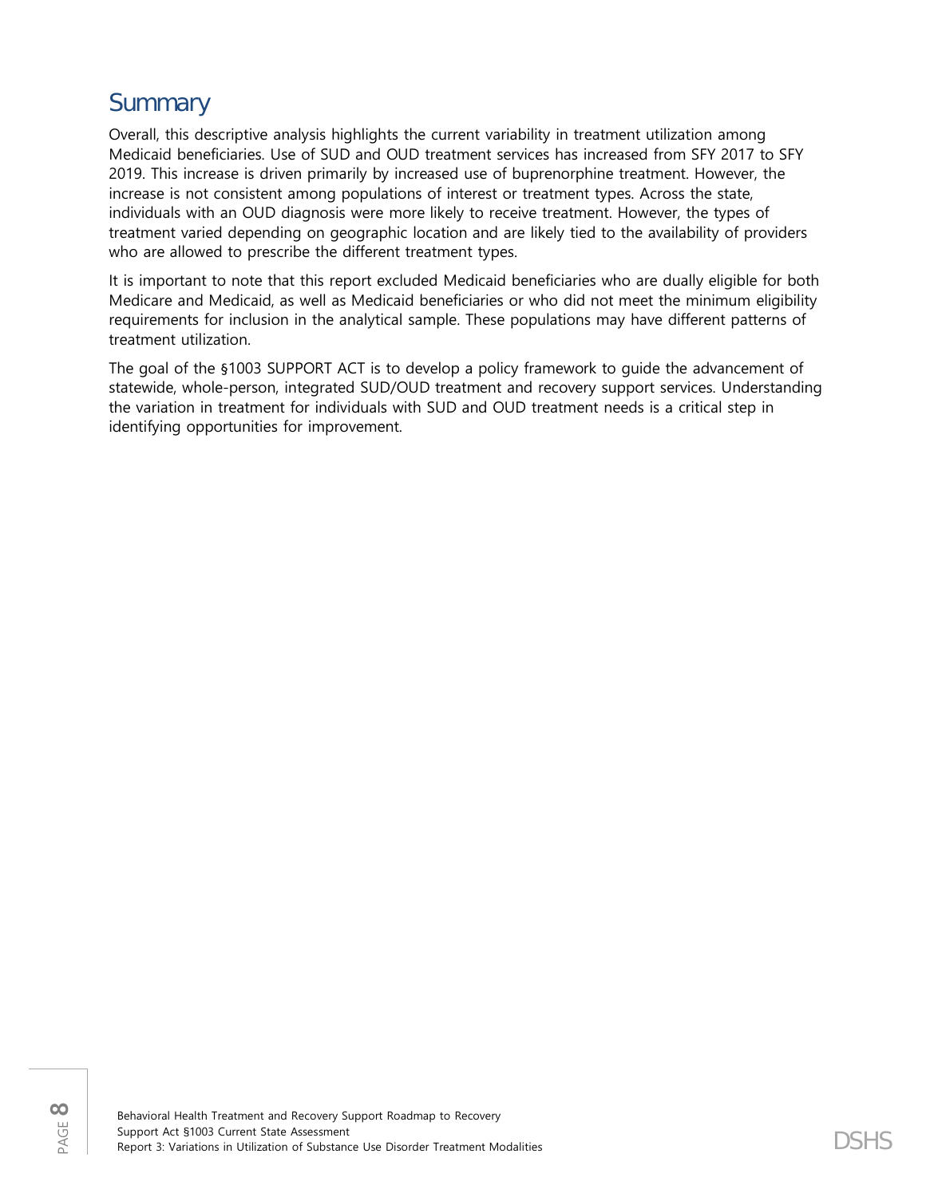## Summary

Overall, this descriptive analysis highlights the current variability in treatment utilization among Medicaid beneficiaries. Use of SUD and OUD treatment services has increased from SFY 2017 to SFY 2019. This increase is driven primarily by increased use of buprenorphine treatment. However, the increase is not consistent among populations of interest or treatment types. Across the state, individuals with an OUD diagnosis were more likely to receive treatment. However, the types of treatment varied depending on geographic location and are likely tied to the availability of providers who are allowed to prescribe the different treatment types.

It is important to note that this report excluded Medicaid beneficiaries who are dually eligible for both Medicare and Medicaid, as well as Medicaid beneficiaries or who did not meet the minimum eligibility requirements for inclusion in the analytical sample. These populations may have different patterns of treatment utilization.

The goal of the §1003 SUPPORT ACT is to develop a policy framework to guide the advancement of statewide, whole-person, integrated SUD/OUD treatment and recovery support services. Understanding the variation in treatment for individuals with SUD and OUD treatment needs is a critical step in identifying opportunities for improvement.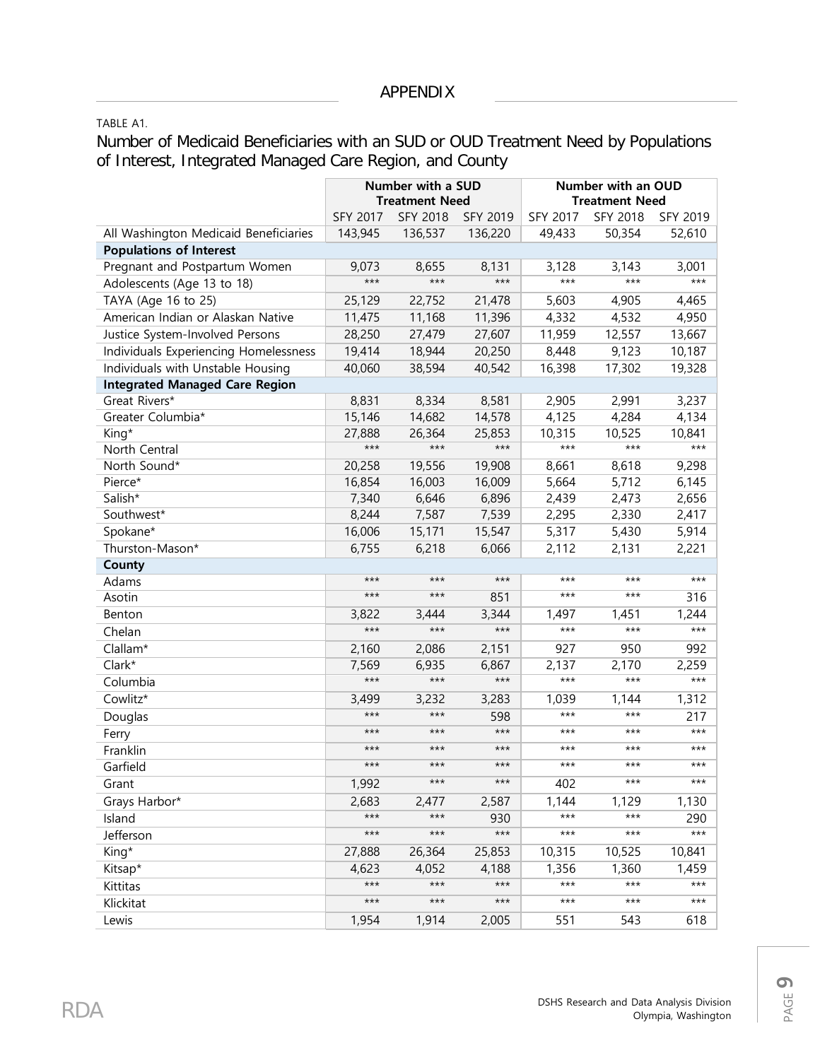## APPENDIX

TABLE A1.

### Number of Medicaid Beneficiaries with an SUD or OUD Treatment Need by Populations of Interest, Integrated Managed Care Region, and County

| | Number with a SUD Treatment Need | | | Number with an OUD Treatment Need | | |
|---|---|---|---|---|---|---|
| | SFY 2017 | SFY 2018 | SFY 2019 | SFY 2017 | SFY 2018 | SFY 2019 |
| All Washington Medicaid Beneficiaries | 143,945 | 136,537 | 136,220 | 49,433 | 50,354 | 52,610 |
| **Populations of Interest** | | | | | | |
| Pregnant and Postpartum Women | 9,073 | 8,655 | 8,131 | 3,128 | 3,143 | 3,001 |
| Adolescents (Age 13 to 18) | *** | *** | *** | *** | *** | *** |
| TAYA (Age 16 to 25) | 25,129 | 22,752 | 21,478 | 5,603 | 4,905 | 4,465 |
| American Indian or Alaskan Native | 11,475 | 11,168 | 11,396 | 4,332 | 4,532 | 4,950 |
| Justice System-Involved Persons | 28,250 | 27,479 | 27,607 | 11,959 | 12,557 | 13,667 |
| Individuals Experiencing Homelessness | 19,414 | 18,944 | 20,250 | 8,448 | 9,123 | 10,187 |
| Individuals with Unstable Housing | 40,060 | 38,594 | 40,542 | 16,398 | 17,302 | 19,328 |
| **Integrated Managed Care Region** | | | | | | |
| Great Rivers* | 8,831 | 8,334 | 8,581 | 2,905 | 2,991 | 3,237 |
| Greater Columbia* | 15,146 | 14,682 | 14,578 | 4,125 | 4,284 | 4,134 |
| King* | 27,888 | 26,364 | 25,853 | 10,315 | 10,525 | 10,841 |
| North Central | *** | *** | *** | *** | *** | *** |
| North Sound* | 20,258 | 19,556 | 19,908 | 8,661 | 8,618 | 9,298 |
| Pierce* | 16,854 | 16,003 | 16,009 | 5,664 | 5,712 | 6,145 |
| Salish* | 7,340 | 6,646 | 6,896 | 2,439 | 2,473 | 2,656 |
| Southwest* | 8,244 | 7,587 | 7,539 | 2,295 | 2,330 | 2,417 |
| Spokane* | 16,006 | 15,171 | 15,547 | 5,317 | 5,430 | 5,914 |
| Thurston-Mason* | 6,755 | 6,218 | 6,066 | 2,112 | 2,131 | 2,221 |
| **County** | | | | | | |
| Adams | *** | *** | *** | *** | *** | *** |
| Asotin | *** | *** | 851 | *** | *** | 316 |
| Benton | 3,822 | 3,444 | 3,344 | 1,497 | 1,451 | 1,244 |
| Chelan | *** | *** | *** | *** | *** | *** |
| Clallam* | 2,160 | 2,086 | 2,151 | 927 | 950 | 992 |
| Clark* | 7,569 | 6,935 | 6,867 | 2,137 | 2,170 | 2,259 |
| Columbia | *** | *** | *** | *** | *** | *** |
| Cowlitz* | 3,499 | 3,232 | 3,283 | 1,039 | 1,144 | 1,312 |
| Douglas | *** | *** | 598 | *** | *** | 217 |
| Ferry | *** | *** | *** | *** | *** | *** |
| Franklin | *** | *** | *** | *** | *** | *** |
| Garfield | *** | *** | *** | *** | *** | *** |
| Grant | 1,992 | *** | *** | 402 | *** | *** |
| Grays Harbor* | 2,683 | 2,477 | 2,587 | 1,144 | 1,129 | 1,130 |
| Island | *** | *** | 930 | *** | *** | 290 |
| Jefferson | *** | *** | *** | *** | *** | *** |
| King* | 27,888 | 26,364 | 25,853 | 10,315 | 10,525 | 10,841 |
| Kitsap* | 4,623 | 4,052 | 4,188 | 1,356 | 1,360 | 1,459 |
| Kittitas | *** | *** | *** | *** | *** | *** |
| Klickitat | *** | *** | *** | *** | *** | *** |
| Lewis | 1,954 | 1,914 | 2,005 | 551 | 543 | 618 |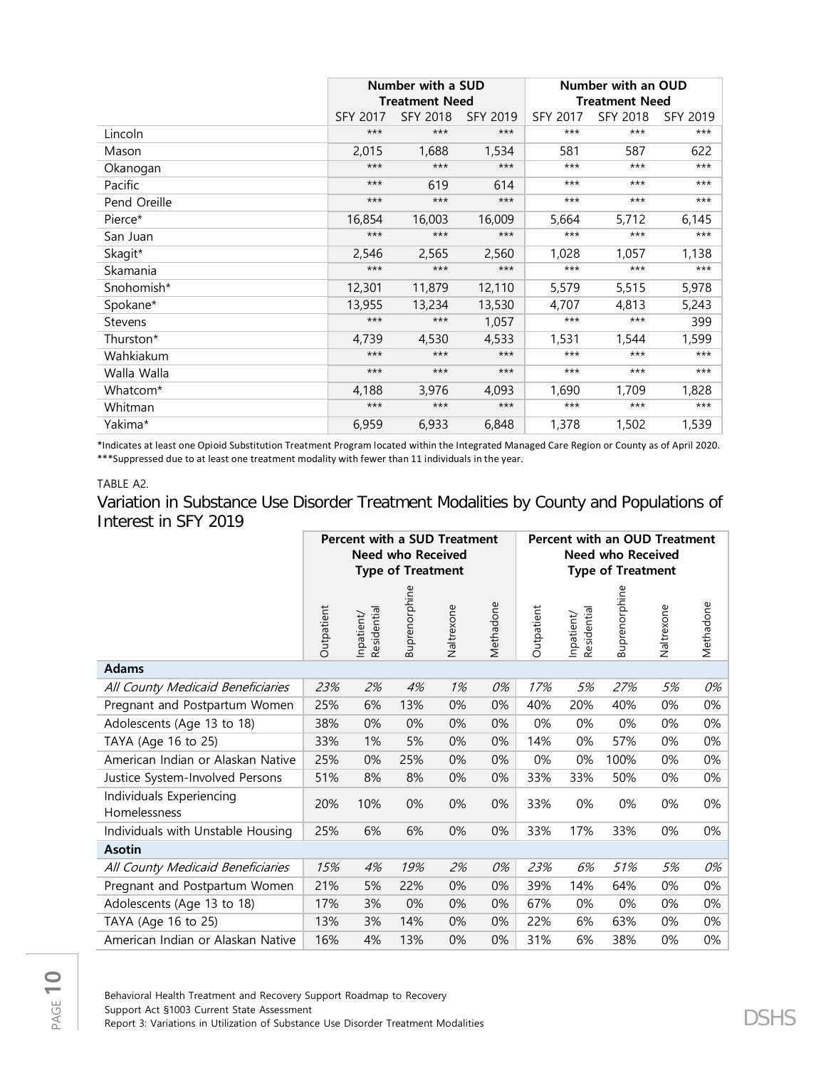| | Number with a SUD Treatment Need | | | Number with an OUD Treatment Need | | |
|---|---|---|---|---|---|---|
| | SFY 2017 | SFY 2018 | SFY 2019 | SFY 2017 | SFY 2018 | SFY 2019 |
| Lincoln | *** | *** | *** | *** | *** | *** |
| Mason | 2,015 | 1,688 | 1,534 | 581 | 587 | 622 |
| Okanogan | *** | *** | *** | *** | *** | *** |
| Pacific | *** | 619 | 614 | *** | *** | *** |
| Pend Oreille | *** | *** | *** | *** | *** | *** |
| Pierce* | 16,854 | 16,003 | 16,009 | 5,664 | 5,712 | 6,145 |
| San Juan | *** | *** | *** | *** | *** | *** |
| Skagit* | 2,546 | 2,565 | 2,560 | 1,028 | 1,057 | 1,138 |
| Skamania | *** | *** | *** | *** | *** | *** |
| Snohomish* | 12,301 | 11,879 | 12,110 | 5,579 | 5,515 | 5,978 |
| Spokane* | 13,955 | 13,234 | 13,530 | 4,707 | 4,813 | 5,243 |
| Stevens | *** | *** | 1,057 | *** | *** | 399 |
| Thurston* | 4,739 | 4,530 | 4,533 | 1,531 | 1,544 | 1,599 |
| Wahkiakum | *** | *** | *** | *** | *** | *** |
| Walla Walla | *** | *** | *** | *** | *** | *** |
| Whatcom* | 4,188 | 3,976 | 4,093 | 1,690 | 1,709 | 1,828 |
| Whitman | *** | *** | *** | *** | *** | *** |
| Yakima* | 6,959 | 6,933 | 6,848 | 1,378 | 1,502 | 1,539 |

*Indicates at least one Opioid Substitution Treatment Program located within the Integrated Managed Care Region or County as of April 2020.
***Suppressed due to at least one treatment modality with fewer than 11 individuals in the year.

TABLE A2.

## Variation in Substance Use Disorder Treatment Modalities by County and Populations of Interest in SFY 2019

| | Percent with a SUD Treatment Need who Received Type of Treatment | | | | | Percent with an OUD Treatment Need who Received Type of Treatment | | | | |
|---|---|---|---|---|---|---|---|---|---|---|
| | Outpatient | Inpatient/ Residential | Buprenorphine | Naltrexone | Methadone | Outpatient | Inpatient/ Residential | Buprenorphine | Naltrexone | Methadone |
| **Adams** | | | | | | | | | | |
| *All County Medicaid Beneficiaries* | *23%* | *2%* | *4%* | *1%* | *0%* | *17%* | *5%* | *27%* | *5%* | *0%* |
| Pregnant and Postpartum Women | 25% | 6% | 13% | 0% | 0% | 40% | 20% | 40% | 0% | 0% |
| Adolescents (Age 13 to 18) | 38% | 0% | 0% | 0% | 0% | 0% | 0% | 0% | 0% | 0% |
| TAYA (Age 16 to 25) | 33% | 1% | 5% | 0% | 0% | 14% | 0% | 57% | 0% | 0% |
| American Indian or Alaskan Native | 25% | 0% | 25% | 0% | 0% | 0% | 0% | 100% | 0% | 0% |
| Justice System-Involved Persons | 51% | 8% | 8% | 0% | 0% | 33% | 33% | 50% | 0% | 0% |
| Individuals Experiencing Homelessness | 20% | 10% | 0% | 0% | 0% | 33% | 0% | 0% | 0% | 0% |
| Individuals with Unstable Housing | 25% | 6% | 6% | 0% | 0% | 33% | 17% | 33% | 0% | 0% |
| **Asotin** | | | | | | | | | | |
| *All County Medicaid Beneficiaries* | *15%* | *4%* | *19%* | *2%* | *0%* | *23%* | *6%* | *51%* | *5%* | *0%* |
| Pregnant and Postpartum Women | 21% | 5% | 22% | 0% | 0% | 39% | 14% | 64% | 0% | 0% |
| Adolescents (Age 13 to 18) | 17% | 3% | 0% | 0% | 0% | 67% | 0% | 0% | 0% | 0% |
| TAYA (Age 16 to 25) | 13% | 3% | 14% | 0% | 0% | 22% | 6% | 63% | 0% | 0% |
| American Indian or Alaskan Native | 16% | 4% | 13% | 0% | 0% | 31% | 6% | 38% | 0% | 0% |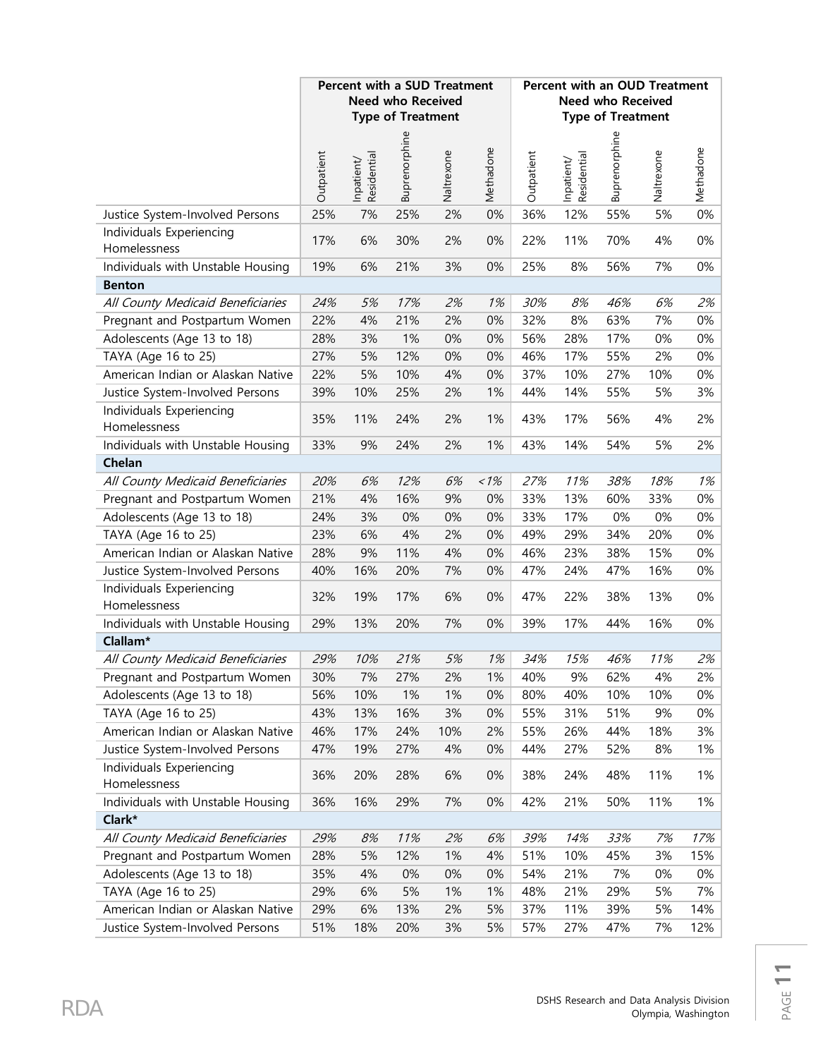| | Percent with a SUD Treatment Need who Received Type of Treatment | | | | | Percent with an OUD Treatment Need who Received Type of Treatment | | | | |
|---|---|---|---|---|---|---|---|---|---|---|
| | Outpatient | Inpatient/ Residential | Buprenorphine | Naltrexone | Methadone | Outpatient | Inpatient/ Residential | Buprenorphine | Naltrexone | Methadone |
| Justice System-Involved Persons | 25% | 7% | 25% | 2% | 0% | 36% | 12% | 55% | 5% | 0% |
| Individuals Experiencing Homelessness | 17% | 6% | 30% | 2% | 0% | 22% | 11% | 70% | 4% | 0% |
| Individuals with Unstable Housing | 19% | 6% | 21% | 3% | 0% | 25% | 8% | 56% | 7% | 0% |
| **Benton** | | | | | | | | | | |
| *All County Medicaid Beneficiaries* | *24%* | *5%* | *17%* | *2%* | *1%* | *30%* | *8%* | *46%* | *6%* | *2%* |
| Pregnant and Postpartum Women | 22% | 4% | 21% | 2% | 0% | 32% | 8% | 63% | 7% | 0% |
| Adolescents (Age 13 to 18) | 28% | 3% | 1% | 0% | 0% | 56% | 28% | 17% | 0% | 0% |
| TAYA (Age 16 to 25) | 27% | 5% | 12% | 0% | 0% | 46% | 17% | 55% | 2% | 0% |
| American Indian or Alaskan Native | 22% | 5% | 10% | 4% | 0% | 37% | 10% | 27% | 10% | 0% |
| Justice System-Involved Persons | 39% | 10% | 25% | 2% | 1% | 44% | 14% | 55% | 5% | 3% |
| Individuals Experiencing Homelessness | 35% | 11% | 24% | 2% | 1% | 43% | 17% | 56% | 4% | 2% |
| Individuals with Unstable Housing | 33% | 9% | 24% | 2% | 1% | 43% | 14% | 54% | 5% | 2% |
| **Chelan** | | | | | | | | | | |
| *All County Medicaid Beneficiaries* | *20%* | *6%* | *12%* | *6%* | *<1%* | *27%* | *11%* | *38%* | *18%* | *1%* |
| Pregnant and Postpartum Women | 21% | 4% | 16% | 9% | 0% | 33% | 13% | 60% | 33% | 0% |
| Adolescents (Age 13 to 18) | 24% | 3% | 0% | 0% | 0% | 33% | 17% | 0% | 0% | 0% |
| TAYA (Age 16 to 25) | 23% | 6% | 4% | 2% | 0% | 49% | 29% | 34% | 20% | 0% |
| American Indian or Alaskan Native | 28% | 9% | 11% | 4% | 0% | 46% | 23% | 38% | 15% | 0% |
| Justice System-Involved Persons | 40% | 16% | 20% | 7% | 0% | 47% | 24% | 47% | 16% | 0% |
| Individuals Experiencing Homelessness | 32% | 19% | 17% | 6% | 0% | 47% | 22% | 38% | 13% | 0% |
| Individuals with Unstable Housing | 29% | 13% | 20% | 7% | 0% | 39% | 17% | 44% | 16% | 0% |
| **Clallam*** | | | | | | | | | | |
| *All County Medicaid Beneficiaries* | *29%* | *10%* | *21%* | *5%* | *1%* | *34%* | *15%* | *46%* | *11%* | *2%* |
| Pregnant and Postpartum Women | 30% | 7% | 27% | 2% | 1% | 40% | 9% | 62% | 4% | 2% |
| Adolescents (Age 13 to 18) | 56% | 10% | 1% | 1% | 0% | 80% | 40% | 10% | 10% | 0% |
| TAYA (Age 16 to 25) | 43% | 13% | 16% | 3% | 0% | 55% | 31% | 51% | 9% | 0% |
| American Indian or Alaskan Native | 46% | 17% | 24% | 10% | 2% | 55% | 26% | 44% | 18% | 3% |
| Justice System-Involved Persons | 47% | 19% | 27% | 4% | 0% | 44% | 27% | 52% | 8% | 1% |
| Individuals Experiencing Homelessness | 36% | 20% | 28% | 6% | 0% | 38% | 24% | 48% | 11% | 1% |
| Individuals with Unstable Housing | 36% | 16% | 29% | 7% | 0% | 42% | 21% | 50% | 11% | 1% |
| **Clark*** | | | | | | | | | | |
| *All County Medicaid Beneficiaries* | *29%* | *8%* | *11%* | *2%* | *6%* | *39%* | *14%* | *33%* | *7%* | *17%* |
| Pregnant and Postpartum Women | 28% | 5% | 12% | 1% | 4% | 51% | 10% | 45% | 3% | 15% |
| Adolescents (Age 13 to 18) | 35% | 4% | 0% | 0% | 0% | 54% | 21% | 7% | 0% | 0% |
| TAYA (Age 16 to 25) | 29% | 6% | 5% | 1% | 1% | 48% | 21% | 29% | 5% | 7% |
| American Indian or Alaskan Native | 29% | 6% | 13% | 2% | 5% | 37% | 11% | 39% | 5% | 14% |
| Justice System-Involved Persons | 51% | 18% | 20% | 3% | 5% | 57% | 27% | 47% | 7% | 12% |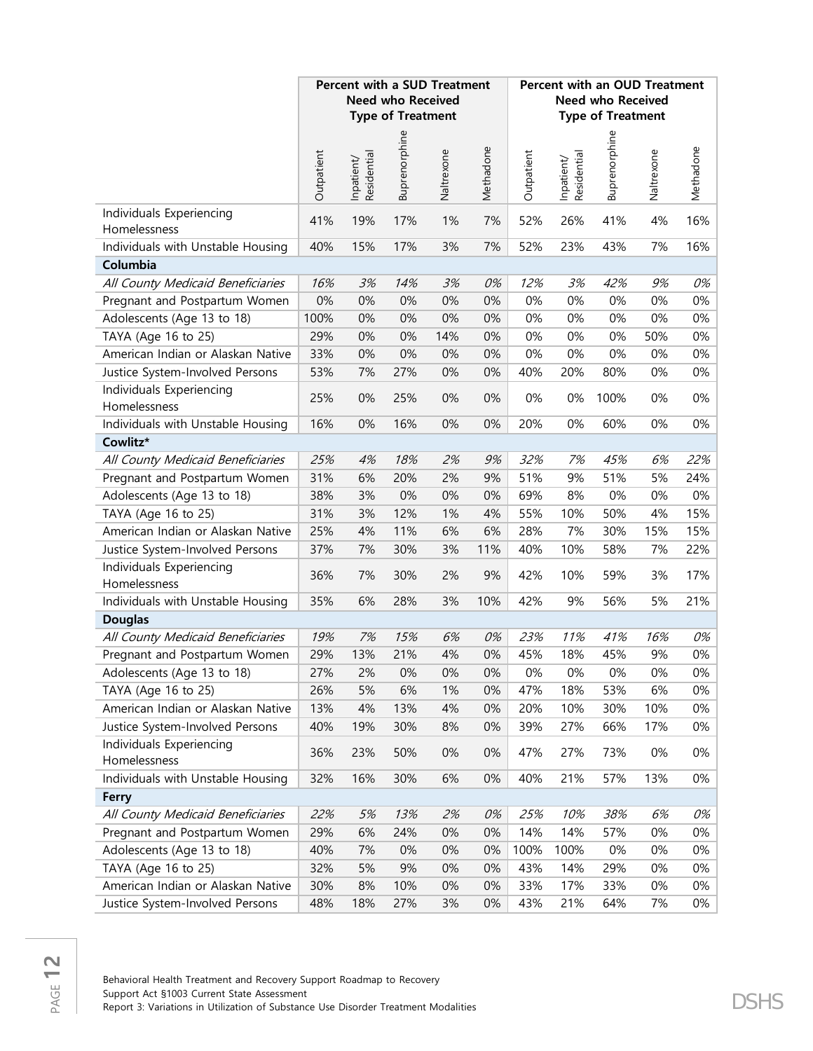| | Percent with a SUD Treatment Need who Received Type of Treatment | | | | | Percent with an OUD Treatment Need who Received Type of Treatment | | | | |
|---|---|---|---|---|---|---|---|---|---|---|
| | Outpatient | Inpatient/ Residential | Buprenorphine | Naltrexone | Methadone | Outpatient | Inpatient/ Residential | Buprenorphine | Naltrexone | Methadone |
| Individuals Experiencing Homelessness | 41% | 19% | 17% | 1% | 7% | 52% | 26% | 41% | 4% | 16% |
| Individuals with Unstable Housing | 40% | 15% | 17% | 3% | 7% | 52% | 23% | 43% | 7% | 16% |
| **Columbia** | | | | | | | | | | |
| *All County Medicaid Beneficiaries* | *16%* | *3%* | *14%* | *3%* | *0%* | *12%* | *3%* | *42%* | *9%* | *0%* |
| Pregnant and Postpartum Women | 0% | 0% | 0% | 0% | 0% | 0% | 0% | 0% | 0% | 0% |
| Adolescents (Age 13 to 18) | 100% | 0% | 0% | 0% | 0% | 0% | 0% | 0% | 0% | 0% |
| TAYA (Age 16 to 25) | 29% | 0% | 0% | 14% | 0% | 0% | 0% | 0% | 50% | 0% |
| American Indian or Alaskan Native | 33% | 0% | 0% | 0% | 0% | 0% | 0% | 0% | 0% | 0% |
| Justice System-Involved Persons | 53% | 7% | 27% | 0% | 0% | 40% | 20% | 80% | 0% | 0% |
| Individuals Experiencing Homelessness | 25% | 0% | 25% | 0% | 0% | 0% | 0% | 100% | 0% | 0% |
| Individuals with Unstable Housing | 16% | 0% | 16% | 0% | 0% | 20% | 0% | 60% | 0% | 0% |
| **Cowlitz*** | | | | | | | | | | |
| *All County Medicaid Beneficiaries* | *25%* | *4%* | *18%* | *2%* | *9%* | *32%* | *7%* | *45%* | *6%* | *22%* |
| Pregnant and Postpartum Women | 31% | 6% | 20% | 2% | 9% | 51% | 9% | 51% | 5% | 24% |
| Adolescents (Age 13 to 18) | 38% | 3% | 0% | 0% | 0% | 69% | 8% | 0% | 0% | 0% |
| TAYA (Age 16 to 25) | 31% | 3% | 12% | 1% | 4% | 55% | 10% | 50% | 4% | 15% |
| American Indian or Alaskan Native | 25% | 4% | 11% | 6% | 6% | 28% | 7% | 30% | 15% | 15% |
| Justice System-Involved Persons | 37% | 7% | 30% | 3% | 11% | 40% | 10% | 58% | 7% | 22% |
| Individuals Experiencing Homelessness | 36% | 7% | 30% | 2% | 9% | 42% | 10% | 59% | 3% | 17% |
| Individuals with Unstable Housing | 35% | 6% | 28% | 3% | 10% | 42% | 9% | 56% | 5% | 21% |
| **Douglas** | | | | | | | | | | |
| *All County Medicaid Beneficiaries* | *19%* | *7%* | *15%* | *6%* | *0%* | *23%* | *11%* | *41%* | *16%* | *0%* |
| Pregnant and Postpartum Women | 29% | 13% | 21% | 4% | 0% | 45% | 18% | 45% | 9% | 0% |
| Adolescents (Age 13 to 18) | 27% | 2% | 0% | 0% | 0% | 0% | 0% | 0% | 0% | 0% |
| TAYA (Age 16 to 25) | 26% | 5% | 6% | 1% | 0% | 47% | 18% | 53% | 6% | 0% |
| American Indian or Alaskan Native | 13% | 4% | 13% | 4% | 0% | 20% | 10% | 30% | 10% | 0% |
| Justice System-Involved Persons | 40% | 19% | 30% | 8% | 0% | 39% | 27% | 66% | 17% | 0% |
| Individuals Experiencing Homelessness | 36% | 23% | 50% | 0% | 0% | 47% | 27% | 73% | 0% | 0% |
| Individuals with Unstable Housing | 32% | 16% | 30% | 6% | 0% | 40% | 21% | 57% | 13% | 0% |
| **Ferry** | | | | | | | | | | |
| *All County Medicaid Beneficiaries* | *22%* | *5%* | *13%* | *2%* | *0%* | *25%* | *10%* | *38%* | *6%* | *0%* |
| Pregnant and Postpartum Women | 29% | 6% | 24% | 0% | 0% | 14% | 14% | 57% | 0% | 0% |
| Adolescents (Age 13 to 18) | 40% | 7% | 0% | 0% | 0% | 100% | 100% | 0% | 0% | 0% |
| TAYA (Age 16 to 25) | 32% | 5% | 9% | 0% | 0% | 43% | 14% | 29% | 0% | 0% |
| American Indian or Alaskan Native | 30% | 8% | 10% | 0% | 0% | 33% | 17% | 33% | 0% | 0% |
| Justice System-Involved Persons | 48% | 18% | 27% | 3% | 0% | 43% | 21% | 64% | 7% | 0% |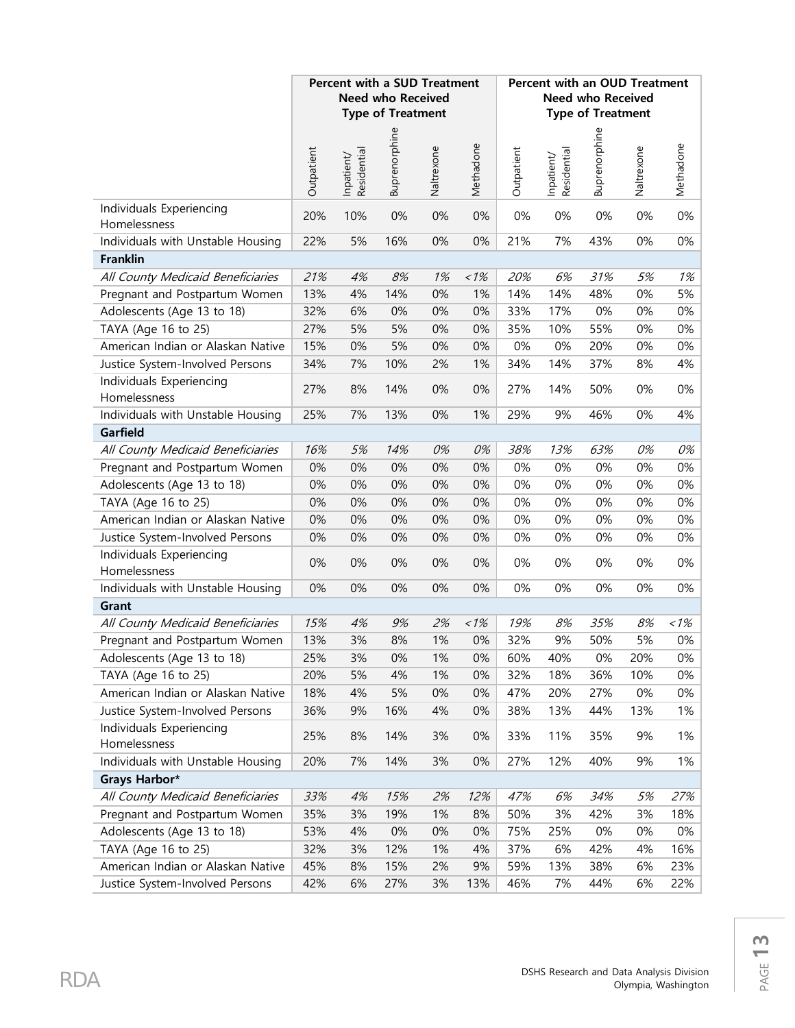| | Percent with a SUD Treatment Need who Received Type of Treatment | | | | | Percent with an OUD Treatment Need who Received Type of Treatment | | | | |
|---|---|---|---|---|---|---|---|---|---|---|
| | Outpatient | Inpatient/ Residential | Buprenorphine | Naltrexone | Methadone | Outpatient | Inpatient/ Residential | Buprenorphine | Naltrexone | Methadone |
| Individuals Experiencing Homelessness | 20% | 10% | 0% | 0% | 0% | 0% | 0% | 0% | 0% | 0% |
| Individuals with Unstable Housing | 22% | 5% | 16% | 0% | 0% | 21% | 7% | 43% | 0% | 0% |
| **Franklin** | | | | | | | | | | |
| *All County Medicaid Beneficiaries* | *21%* | *4%* | *8%* | *1%* | *<1%* | *20%* | *6%* | *31%* | *5%* | *1%* |
| Pregnant and Postpartum Women | 13% | 4% | 14% | 0% | 1% | 14% | 14% | 48% | 0% | 5% |
| Adolescents (Age 13 to 18) | 32% | 6% | 0% | 0% | 0% | 33% | 17% | 0% | 0% | 0% |
| TAYA (Age 16 to 25) | 27% | 5% | 5% | 0% | 0% | 35% | 10% | 55% | 0% | 0% |
| American Indian or Alaskan Native | 15% | 0% | 5% | 0% | 0% | 0% | 0% | 20% | 0% | 0% |
| Justice System-Involved Persons | 34% | 7% | 10% | 2% | 1% | 34% | 14% | 37% | 8% | 4% |
| Individuals Experiencing Homelessness | 27% | 8% | 14% | 0% | 0% | 27% | 14% | 50% | 0% | 0% |
| Individuals with Unstable Housing | 25% | 7% | 13% | 0% | 1% | 29% | 9% | 46% | 0% | 4% |
| **Garfield** | | | | | | | | | | |
| *All County Medicaid Beneficiaries* | *16%* | *5%* | *14%* | *0%* | *0%* | *38%* | *13%* | *63%* | *0%* | *0%* |
| Pregnant and Postpartum Women | 0% | 0% | 0% | 0% | 0% | 0% | 0% | 0% | 0% | 0% |
| Adolescents (Age 13 to 18) | 0% | 0% | 0% | 0% | 0% | 0% | 0% | 0% | 0% | 0% |
| TAYA (Age 16 to 25) | 0% | 0% | 0% | 0% | 0% | 0% | 0% | 0% | 0% | 0% |
| American Indian or Alaskan Native | 0% | 0% | 0% | 0% | 0% | 0% | 0% | 0% | 0% | 0% |
| Justice System-Involved Persons | 0% | 0% | 0% | 0% | 0% | 0% | 0% | 0% | 0% | 0% |
| Individuals Experiencing Homelessness | 0% | 0% | 0% | 0% | 0% | 0% | 0% | 0% | 0% | 0% |
| Individuals with Unstable Housing | 0% | 0% | 0% | 0% | 0% | 0% | 0% | 0% | 0% | 0% |
| **Grant** | | | | | | | | | | |
| *All County Medicaid Beneficiaries* | *15%* | *4%* | *9%* | *2%* | *<1%* | *19%* | *8%* | *35%* | *8%* | *<1%* |
| Pregnant and Postpartum Women | 13% | 3% | 8% | 1% | 0% | 32% | 9% | 50% | 5% | 0% |
| Adolescents (Age 13 to 18) | 25% | 3% | 0% | 1% | 0% | 60% | 40% | 0% | 20% | 0% |
| TAYA (Age 16 to 25) | 20% | 5% | 4% | 1% | 0% | 32% | 18% | 36% | 10% | 0% |
| American Indian or Alaskan Native | 18% | 4% | 5% | 0% | 0% | 47% | 20% | 27% | 0% | 0% |
| Justice System-Involved Persons | 36% | 9% | 16% | 4% | 0% | 38% | 13% | 44% | 13% | 1% |
| Individuals Experiencing Homelessness | 25% | 8% | 14% | 3% | 0% | 33% | 11% | 35% | 9% | 1% |
| Individuals with Unstable Housing | 20% | 7% | 14% | 3% | 0% | 27% | 12% | 40% | 9% | 1% |
| **Grays Harbor*** | | | | | | | | | | |
| *All County Medicaid Beneficiaries* | *33%* | *4%* | *15%* | *2%* | *12%* | *47%* | *6%* | *34%* | *5%* | *27%* |
| Pregnant and Postpartum Women | 35% | 3% | 19% | 1% | 8% | 50% | 3% | 42% | 3% | 18% |
| Adolescents (Age 13 to 18) | 53% | 4% | 0% | 0% | 0% | 75% | 25% | 0% | 0% | 0% |
| TAYA (Age 16 to 25) | 32% | 3% | 12% | 1% | 4% | 37% | 6% | 42% | 4% | 16% |
| American Indian or Alaskan Native | 45% | 8% | 15% | 2% | 9% | 59% | 13% | 38% | 6% | 23% |
| Justice System-Involved Persons | 42% | 6% | 27% | 3% | 13% | 46% | 7% | 44% | 6% | 22% |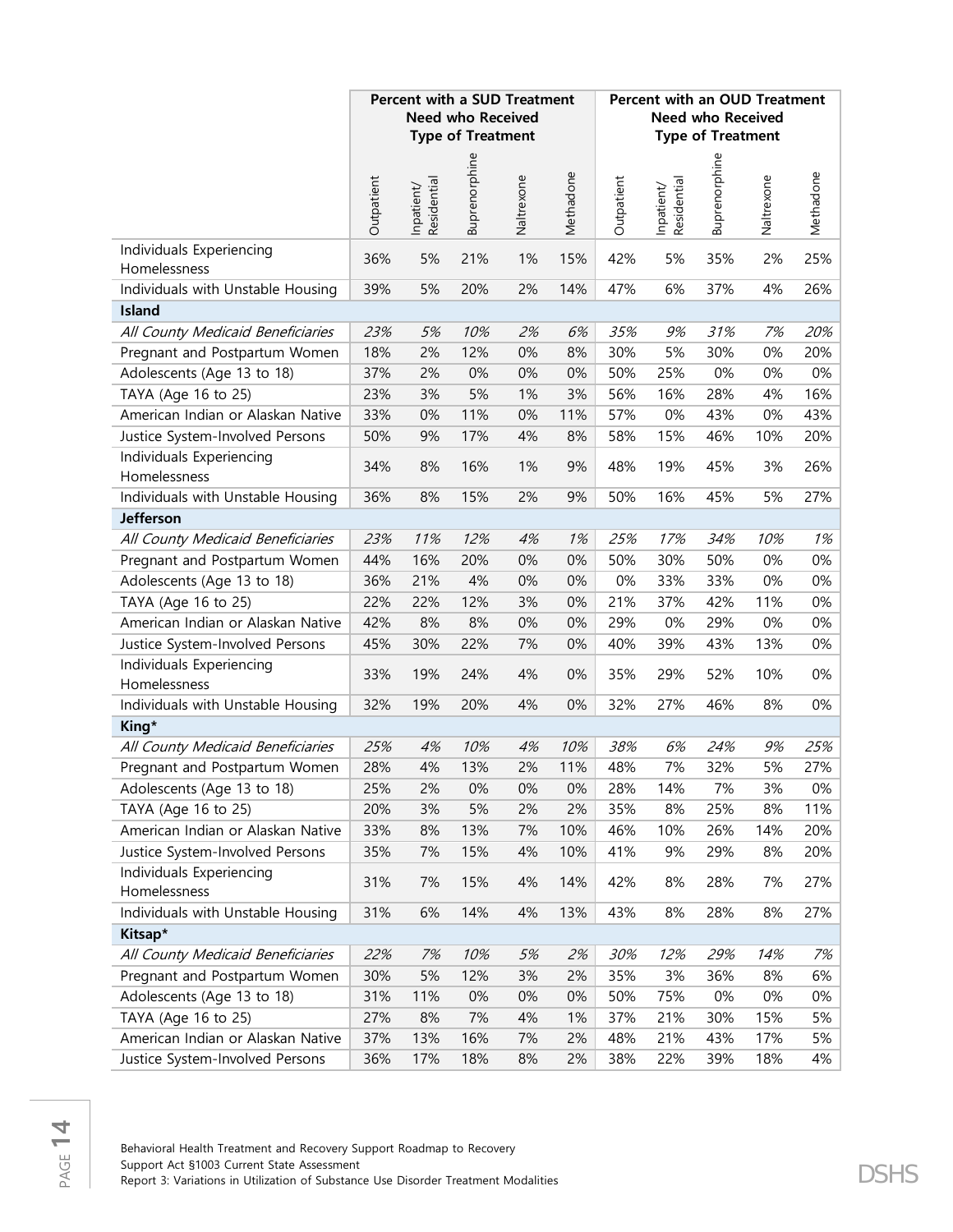| | Percent with a SUD Treatment Need who Received Type of Treatment | | | | | Percent with an OUD Treatment Need who Received Type of Treatment | | | | |
|---|---|---|---|---|---|---|---|---|---|---|
| | Outpatient | Inpatient/ Residential | Buprenorphine | Naltrexone | Methadone | Outpatient | Inpatient/ Residential | Buprenorphine | Naltrexone | Methadone |
| Individuals Experiencing Homelessness | 36% | 5% | 21% | 1% | 15% | 42% | 5% | 35% | 2% | 25% |
| Individuals with Unstable Housing | 39% | 5% | 20% | 2% | 14% | 47% | 6% | 37% | 4% | 26% |
| **Island** | | | | | | | | | | |
| *All County Medicaid Beneficiaries* | *23%* | *5%* | *10%* | *2%* | *6%* | *35%* | *9%* | *31%* | *7%* | *20%* |
| Pregnant and Postpartum Women | 18% | 2% | 12% | 0% | 8% | 30% | 5% | 30% | 0% | 20% |
| Adolescents (Age 13 to 18) | 37% | 2% | 0% | 0% | 0% | 50% | 25% | 0% | 0% | 0% |
| TAYA (Age 16 to 25) | 23% | 3% | 5% | 1% | 3% | 56% | 16% | 28% | 4% | 16% |
| American Indian or Alaskan Native | 33% | 0% | 11% | 0% | 11% | 57% | 0% | 43% | 0% | 43% |
| Justice System-Involved Persons | 50% | 9% | 17% | 4% | 8% | 58% | 15% | 46% | 10% | 20% |
| Individuals Experiencing Homelessness | 34% | 8% | 16% | 1% | 9% | 48% | 19% | 45% | 3% | 26% |
| Individuals with Unstable Housing | 36% | 8% | 15% | 2% | 9% | 50% | 16% | 45% | 5% | 27% |
| **Jefferson** | | | | | | | | | | |
| *All County Medicaid Beneficiaries* | *23%* | *11%* | *12%* | *4%* | *1%* | *25%* | *17%* | *34%* | *10%* | *1%* |
| Pregnant and Postpartum Women | 44% | 16% | 20% | 0% | 0% | 50% | 30% | 50% | 0% | 0% |
| Adolescents (Age 13 to 18) | 36% | 21% | 4% | 0% | 0% | 0% | 33% | 33% | 0% | 0% |
| TAYA (Age 16 to 25) | 22% | 22% | 12% | 3% | 0% | 21% | 37% | 42% | 11% | 0% |
| American Indian or Alaskan Native | 42% | 8% | 8% | 0% | 0% | 29% | 0% | 29% | 0% | 0% |
| Justice System-Involved Persons | 45% | 30% | 22% | 7% | 0% | 40% | 39% | 43% | 13% | 0% |
| Individuals Experiencing Homelessness | 33% | 19% | 24% | 4% | 0% | 35% | 29% | 52% | 10% | 0% |
| Individuals with Unstable Housing | 32% | 19% | 20% | 4% | 0% | 32% | 27% | 46% | 8% | 0% |
| **King*** | | | | | | | | | | |
| *All County Medicaid Beneficiaries* | *25%* | *4%* | *10%* | *4%* | *10%* | *38%* | *6%* | *24%* | *9%* | *25%* |
| Pregnant and Postpartum Women | 28% | 4% | 13% | 2% | 11% | 48% | 7% | 32% | 5% | 27% |
| Adolescents (Age 13 to 18) | 25% | 2% | 0% | 0% | 0% | 28% | 14% | 7% | 3% | 0% |
| TAYA (Age 16 to 25) | 20% | 3% | 5% | 2% | 2% | 35% | 8% | 25% | 8% | 11% |
| American Indian or Alaskan Native | 33% | 8% | 13% | 7% | 10% | 46% | 10% | 26% | 14% | 20% |
| Justice System-Involved Persons | 35% | 7% | 15% | 4% | 10% | 41% | 9% | 29% | 8% | 20% |
| Individuals Experiencing Homelessness | 31% | 7% | 15% | 4% | 14% | 42% | 8% | 28% | 7% | 27% |
| Individuals with Unstable Housing | 31% | 6% | 14% | 4% | 13% | 43% | 8% | 28% | 8% | 27% |
| **Kitsap*** | | | | | | | | | | |
| *All County Medicaid Beneficiaries* | *22%* | *7%* | *10%* | *5%* | *2%* | *30%* | *12%* | *29%* | *14%* | *7%* |
| Pregnant and Postpartum Women | 30% | 5% | 12% | 3% | 2% | 35% | 3% | 36% | 8% | 6% |
| Adolescents (Age 13 to 18) | 31% | 11% | 0% | 0% | 0% | 50% | 75% | 0% | 0% | 0% |
| TAYA (Age 16 to 25) | 27% | 8% | 7% | 4% | 1% | 37% | 21% | 30% | 15% | 5% |
| American Indian or Alaskan Native | 37% | 13% | 16% | 7% | 2% | 48% | 21% | 43% | 17% | 5% |
| Justice System-Involved Persons | 36% | 17% | 18% | 8% | 2% | 38% | 22% | 39% | 18% | 4% |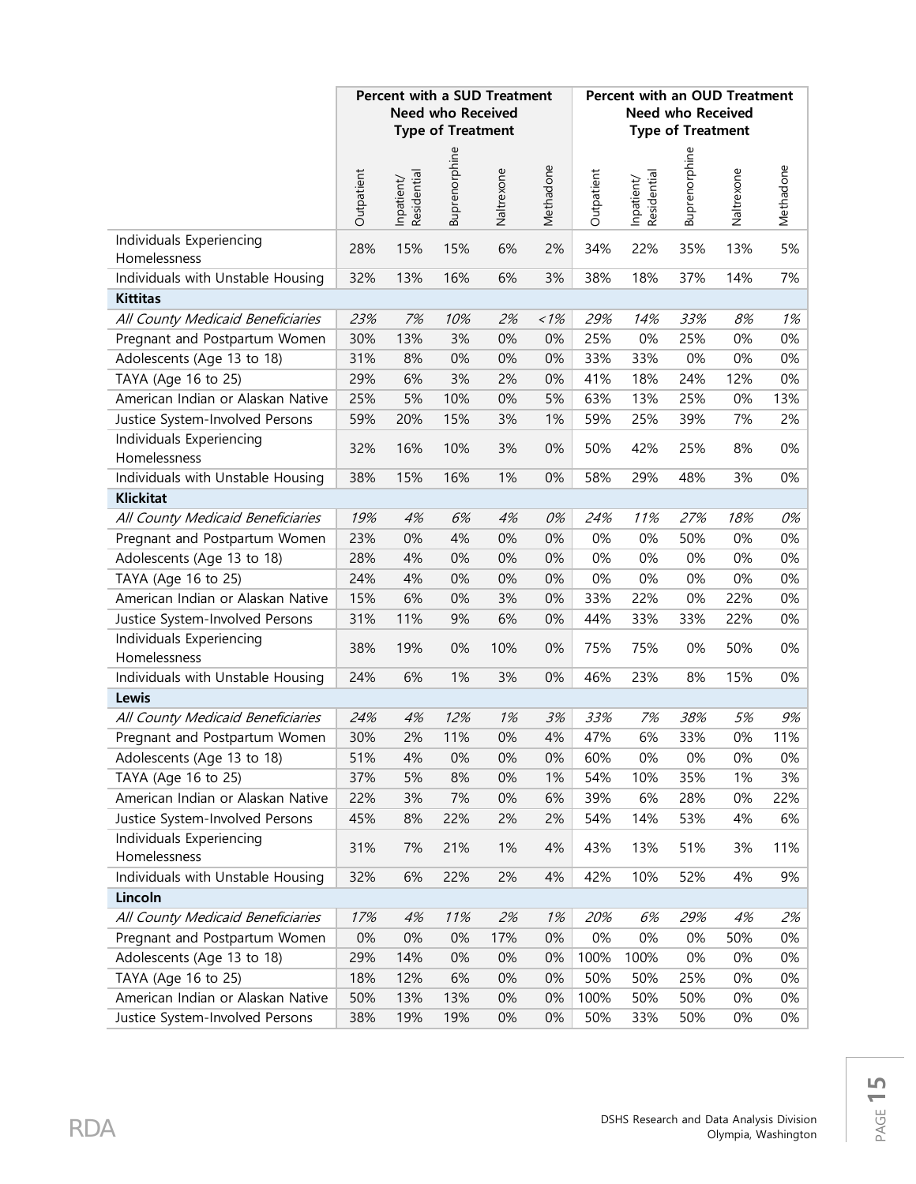| | Percent with a SUD Treatment Need who Received Type of Treatment | | | | | Percent with an OUD Treatment Need who Received Type of Treatment | | | | |
|---|---|---|---|---|---|---|---|---|---|---|
| | Outpatient | Inpatient/ Residential | Buprenorphine | Naltrexone | Methadone | Outpatient | Inpatient/ Residential | Buprenorphine | Naltrexone | Methadone |
| Individuals Experiencing Homelessness | 28% | 15% | 15% | 6% | 2% | 34% | 22% | 35% | 13% | 5% |
| Individuals with Unstable Housing | 32% | 13% | 16% | 6% | 3% | 38% | 18% | 37% | 14% | 7% |
| **Kittitas** | | | | | | | | | | |
| *All County Medicaid Beneficiaries* | *23%* | *7%* | *10%* | *2%* | *<1%* | *29%* | *14%* | *33%* | *8%* | *1%* |
| Pregnant and Postpartum Women | 30% | 13% | 3% | 0% | 0% | 25% | 0% | 25% | 0% | 0% |
| Adolescents (Age 13 to 18) | 31% | 8% | 0% | 0% | 0% | 33% | 33% | 0% | 0% | 0% |
| TAYA (Age 16 to 25) | 29% | 6% | 3% | 2% | 0% | 41% | 18% | 24% | 12% | 0% |
| American Indian or Alaskan Native | 25% | 5% | 10% | 0% | 5% | 63% | 13% | 25% | 0% | 13% |
| Justice System-Involved Persons | 59% | 20% | 15% | 3% | 1% | 59% | 25% | 39% | 7% | 2% |
| Individuals Experiencing Homelessness | 32% | 16% | 10% | 3% | 0% | 50% | 42% | 25% | 8% | 0% |
| Individuals with Unstable Housing | 38% | 15% | 16% | 1% | 0% | 58% | 29% | 48% | 3% | 0% |
| **Klickitat** | | | | | | | | | | |
| *All County Medicaid Beneficiaries* | *19%* | *4%* | *6%* | *4%* | *0%* | *24%* | *11%* | *27%* | *18%* | *0%* |
| Pregnant and Postpartum Women | 23% | 0% | 4% | 0% | 0% | 0% | 0% | 50% | 0% | 0% |
| Adolescents (Age 13 to 18) | 28% | 4% | 0% | 0% | 0% | 0% | 0% | 0% | 0% | 0% |
| TAYA (Age 16 to 25) | 24% | 4% | 0% | 0% | 0% | 0% | 0% | 0% | 0% | 0% |
| American Indian or Alaskan Native | 15% | 6% | 0% | 3% | 0% | 33% | 22% | 0% | 22% | 0% |
| Justice System-Involved Persons | 31% | 11% | 9% | 6% | 0% | 44% | 33% | 33% | 22% | 0% |
| Individuals Experiencing Homelessness | 38% | 19% | 0% | 10% | 0% | 75% | 75% | 0% | 50% | 0% |
| Individuals with Unstable Housing | 24% | 6% | 1% | 3% | 0% | 46% | 23% | 8% | 15% | 0% |
| **Lewis** | | | | | | | | | | |
| *All County Medicaid Beneficiaries* | *24%* | *4%* | *12%* | *1%* | *3%* | *33%* | *7%* | *38%* | *5%* | *9%* |
| Pregnant and Postpartum Women | 30% | 2% | 11% | 0% | 4% | 47% | 6% | 33% | 0% | 11% |
| Adolescents (Age 13 to 18) | 51% | 4% | 0% | 0% | 0% | 60% | 0% | 0% | 0% | 0% |
| TAYA (Age 16 to 25) | 37% | 5% | 8% | 0% | 1% | 54% | 10% | 35% | 1% | 3% |
| American Indian or Alaskan Native | 22% | 3% | 7% | 0% | 6% | 39% | 6% | 28% | 0% | 22% |
| Justice System-Involved Persons | 45% | 8% | 22% | 2% | 2% | 54% | 14% | 53% | 4% | 6% |
| Individuals Experiencing Homelessness | 31% | 7% | 21% | 1% | 4% | 43% | 13% | 51% | 3% | 11% |
| Individuals with Unstable Housing | 32% | 6% | 22% | 2% | 4% | 42% | 10% | 52% | 4% | 9% |
| **Lincoln** | | | | | | | | | | |
| *All County Medicaid Beneficiaries* | *17%* | *4%* | *11%* | *2%* | *1%* | *20%* | *6%* | *29%* | *4%* | *2%* |
| Pregnant and Postpartum Women | 0% | 0% | 0% | 17% | 0% | 0% | 0% | 0% | 50% | 0% |
| Adolescents (Age 13 to 18) | 29% | 14% | 0% | 0% | 0% | 100% | 100% | 0% | 0% | 0% |
| TAYA (Age 16 to 25) | 18% | 12% | 6% | 0% | 0% | 50% | 50% | 25% | 0% | 0% |
| American Indian or Alaskan Native | 50% | 13% | 13% | 0% | 0% | 100% | 50% | 50% | 0% | 0% |
| Justice System-Involved Persons | 38% | 19% | 19% | 0% | 0% | 50% | 33% | 50% | 0% | 0% |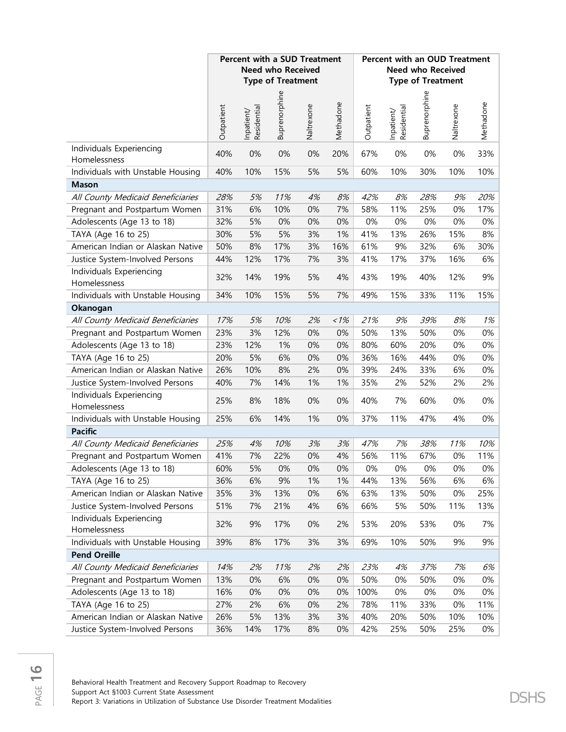| | Percent with a SUD Treatment Need who Received Type of Treatment | | | | | Percent with an OUD Treatment Need who Received Type of Treatment | | | | |
|---|---|---|---|---|---|---|---|---|---|---|
| | Outpatient | Inpatient/ Residential | Buprenorphine | Naltrexone | Methadone | Outpatient | Inpatient/ Residential | Buprenorphine | Naltrexone | Methadone |
| Individuals Experiencing Homelessness | 40% | 0% | 0% | 0% | 20% | 67% | 0% | 0% | 0% | 33% |
| Individuals with Unstable Housing | 40% | 10% | 15% | 5% | 5% | 60% | 10% | 30% | 10% | 10% |
| **Mason** | | | | | | | | | | |
| *All County Medicaid Beneficiaries* | *28%* | *5%* | *11%* | *4%* | *8%* | *42%* | *8%* | *28%* | *9%* | *20%* |
| Pregnant and Postpartum Women | 31% | 6% | 10% | 0% | 7% | 58% | 11% | 25% | 0% | 17% |
| Adolescents (Age 13 to 18) | 32% | 5% | 0% | 0% | 0% | 0% | 0% | 0% | 0% | 0% |
| TAYA (Age 16 to 25) | 30% | 5% | 5% | 3% | 1% | 41% | 13% | 26% | 15% | 8% |
| American Indian or Alaskan Native | 50% | 8% | 17% | 3% | 16% | 61% | 9% | 32% | 6% | 30% |
| Justice System-Involved Persons | 44% | 12% | 17% | 7% | 3% | 41% | 17% | 37% | 16% | 6% |
| Individuals Experiencing Homelessness | 32% | 14% | 19% | 5% | 4% | 43% | 19% | 40% | 12% | 9% |
| Individuals with Unstable Housing | 34% | 10% | 15% | 5% | 7% | 49% | 15% | 33% | 11% | 15% |
| **Okanogan** | | | | | | | | | | |
| *All County Medicaid Beneficiaries* | *17%* | *5%* | *10%* | *2%* | *<1%* | *21%* | *9%* | *39%* | *8%* | *1%* |
| Pregnant and Postpartum Women | 23% | 3% | 12% | 0% | 0% | 50% | 13% | 50% | 0% | 0% |
| Adolescents (Age 13 to 18) | 23% | 12% | 1% | 0% | 0% | 80% | 60% | 20% | 0% | 0% |
| TAYA (Age 16 to 25) | 20% | 5% | 6% | 0% | 0% | 36% | 16% | 44% | 0% | 0% |
| American Indian or Alaskan Native | 26% | 10% | 8% | 2% | 0% | 39% | 24% | 33% | 6% | 0% |
| Justice System-Involved Persons | 40% | 7% | 14% | 1% | 1% | 35% | 2% | 52% | 2% | 2% |
| Individuals Experiencing Homelessness | 25% | 8% | 18% | 0% | 0% | 40% | 7% | 60% | 0% | 0% |
| Individuals with Unstable Housing | 25% | 6% | 14% | 1% | 0% | 37% | 11% | 47% | 4% | 0% |
| **Pacific** | | | | | | | | | | |
| *All County Medicaid Beneficiaries* | *25%* | *4%* | *10%* | *3%* | *3%* | *47%* | *7%* | *38%* | *11%* | *10%* |
| Pregnant and Postpartum Women | 41% | 7% | 22% | 0% | 4% | 56% | 11% | 67% | 0% | 11% |
| Adolescents (Age 13 to 18) | 60% | 5% | 0% | 0% | 0% | 0% | 0% | 0% | 0% | 0% |
| TAYA (Age 16 to 25) | 36% | 6% | 9% | 1% | 1% | 44% | 13% | 56% | 6% | 6% |
| American Indian or Alaskan Native | 35% | 3% | 13% | 0% | 6% | 63% | 13% | 50% | 0% | 25% |
| Justice System-Involved Persons | 51% | 7% | 21% | 4% | 6% | 66% | 5% | 50% | 11% | 13% |
| Individuals Experiencing Homelessness | 32% | 9% | 17% | 0% | 2% | 53% | 20% | 53% | 0% | 7% |
| Individuals with Unstable Housing | 39% | 8% | 17% | 3% | 3% | 69% | 10% | 50% | 9% | 9% |
| **Pend Oreille** | | | | | | | | | | |
| *All County Medicaid Beneficiaries* | *14%* | *2%* | *11%* | *2%* | *2%* | *23%* | *4%* | *37%* | *7%* | *6%* |
| Pregnant and Postpartum Women | 13% | 0% | 6% | 0% | 0% | 50% | 0% | 50% | 0% | 0% |
| Adolescents (Age 13 to 18) | 16% | 0% | 0% | 0% | 0% | 100% | 0% | 0% | 0% | 0% |
| TAYA (Age 16 to 25) | 27% | 2% | 6% | 0% | 2% | 78% | 11% | 33% | 0% | 11% |
| American Indian or Alaskan Native | 26% | 5% | 13% | 3% | 3% | 40% | 20% | 50% | 10% | 10% |
| Justice System-Involved Persons | 36% | 14% | 17% | 8% | 0% | 42% | 25% | 50% | 25% | 0% |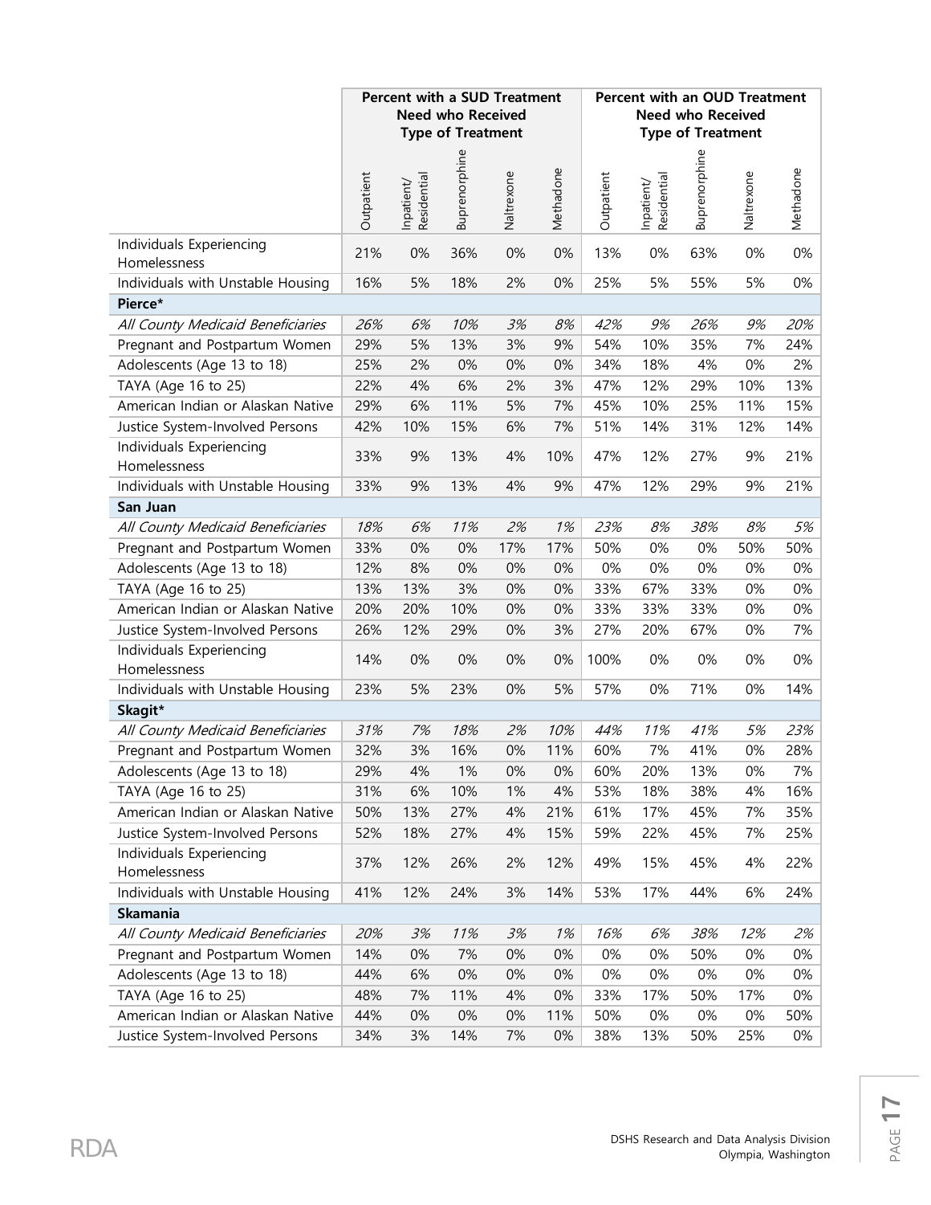| | Percent with a SUD Treatment Need who Received Type of Treatment | | | | | Percent with an OUD Treatment Need who Received Type of Treatment | | | | |
|---|---|---|---|---|---|---|---|---|---|---|
| | Outpatient | Inpatient/ Residential | Buprenorphine | Naltrexone | Methadone | Outpatient | Inpatient/ Residential | Buprenorphine | Naltrexone | Methadone |
| Individuals Experiencing Homelessness | 21% | 0% | 36% | 0% | 0% | 13% | 0% | 63% | 0% | 0% |
| Individuals with Unstable Housing | 16% | 5% | 18% | 2% | 0% | 25% | 5% | 55% | 5% | 0% |
| **Pierce*** | | | | | | | | | | |
| *All County Medicaid Beneficiaries* | *26%* | *6%* | *10%* | *3%* | *8%* | *42%* | *9%* | *26%* | *9%* | *20%* |
| Pregnant and Postpartum Women | 29% | 5% | 13% | 3% | 9% | 54% | 10% | 35% | 7% | 24% |
| Adolescents (Age 13 to 18) | 25% | 2% | 0% | 0% | 0% | 34% | 18% | 4% | 0% | 2% |
| TAYA (Age 16 to 25) | 22% | 4% | 6% | 2% | 3% | 47% | 12% | 29% | 10% | 13% |
| American Indian or Alaskan Native | 29% | 6% | 11% | 5% | 7% | 45% | 10% | 25% | 11% | 15% |
| Justice System-Involved Persons | 42% | 10% | 15% | 6% | 7% | 51% | 14% | 31% | 12% | 14% |
| Individuals Experiencing Homelessness | 33% | 9% | 13% | 4% | 10% | 47% | 12% | 27% | 9% | 21% |
| Individuals with Unstable Housing | 33% | 9% | 13% | 4% | 9% | 47% | 12% | 29% | 9% | 21% |
| **San Juan** | | | | | | | | | | |
| *All County Medicaid Beneficiaries* | *18%* | *6%* | *11%* | *2%* | *1%* | *23%* | *8%* | *38%* | *8%* | *5%* |
| Pregnant and Postpartum Women | 33% | 0% | 0% | 17% | 17% | 50% | 0% | 0% | 50% | 50% |
| Adolescents (Age 13 to 18) | 12% | 8% | 0% | 0% | 0% | 0% | 0% | 0% | 0% | 0% |
| TAYA (Age 16 to 25) | 13% | 13% | 3% | 0% | 0% | 33% | 67% | 33% | 0% | 0% |
| American Indian or Alaskan Native | 20% | 20% | 10% | 0% | 0% | 33% | 33% | 33% | 0% | 0% |
| Justice System-Involved Persons | 26% | 12% | 29% | 0% | 3% | 27% | 20% | 67% | 0% | 7% |
| Individuals Experiencing Homelessness | 14% | 0% | 0% | 0% | 0% | 100% | 0% | 0% | 0% | 0% |
| Individuals with Unstable Housing | 23% | 5% | 23% | 0% | 5% | 57% | 0% | 71% | 0% | 14% |
| **Skagit*** | | | | | | | | | | |
| *All County Medicaid Beneficiaries* | *31%* | *7%* | *18%* | *2%* | *10%* | *44%* | *11%* | *41%* | *5%* | *23%* |
| Pregnant and Postpartum Women | 32% | 3% | 16% | 0% | 11% | 60% | 7% | 41% | 0% | 28% |
| Adolescents (Age 13 to 18) | 29% | 4% | 1% | 0% | 0% | 60% | 20% | 13% | 0% | 7% |
| TAYA (Age 16 to 25) | 31% | 6% | 10% | 1% | 4% | 53% | 18% | 38% | 4% | 16% |
| American Indian or Alaskan Native | 50% | 13% | 27% | 4% | 21% | 61% | 17% | 45% | 7% | 35% |
| Justice System-Involved Persons | 52% | 18% | 27% | 4% | 15% | 59% | 22% | 45% | 7% | 25% |
| Individuals Experiencing Homelessness | 37% | 12% | 26% | 2% | 12% | 49% | 15% | 45% | 4% | 22% |
| Individuals with Unstable Housing | 41% | 12% | 24% | 3% | 14% | 53% | 17% | 44% | 6% | 24% |
| **Skamania** | | | | | | | | | | |
| *All County Medicaid Beneficiaries* | *20%* | *3%* | *11%* | *3%* | *1%* | *16%* | *6%* | *38%* | *12%* | *2%* |
| Pregnant and Postpartum Women | 14% | 0% | 7% | 0% | 0% | 0% | 0% | 50% | 0% | 0% |
| Adolescents (Age 13 to 18) | 44% | 6% | 0% | 0% | 0% | 0% | 0% | 0% | 0% | 0% |
| TAYA (Age 16 to 25) | 48% | 7% | 11% | 4% | 0% | 33% | 17% | 50% | 17% | 0% |
| American Indian or Alaskan Native | 44% | 0% | 0% | 0% | 11% | 50% | 0% | 0% | 0% | 50% |
| Justice System-Involved Persons | 34% | 3% | 14% | 7% | 0% | 38% | 13% | 50% | 25% | 0% |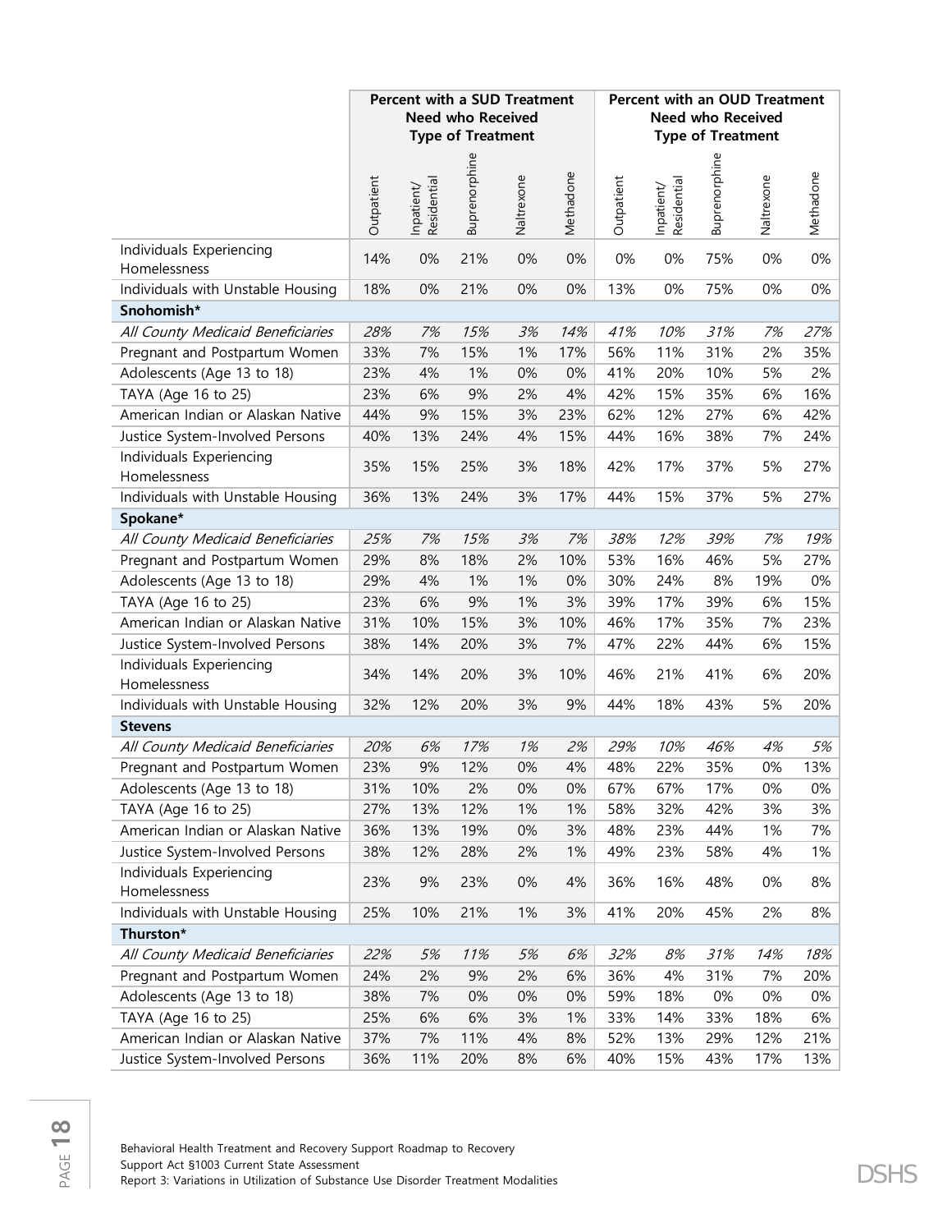| | Percent with a SUD Treatment Need who Received Type of Treatment | | | | | Percent with an OUD Treatment Need who Received Type of Treatment | | | | |
|---|---|---|---|---|---|---|---|---|---|---|
| | Outpatient | Inpatient/ Residential | Buprenorphine | Naltrexone | Methadone | Outpatient | Inpatient/ Residential | Buprenorphine | Naltrexone | Methadone |
| Individuals Experiencing Homelessness | 14% | 0% | 21% | 0% | 0% | 0% | 0% | 75% | 0% | 0% |
| Individuals with Unstable Housing | 18% | 0% | 21% | 0% | 0% | 13% | 0% | 75% | 0% | 0% |
| **Snohomish*** | | | | | | | | | | |
| *All County Medicaid Beneficiaries* | *28%* | *7%* | *15%* | *3%* | *14%* | *41%* | *10%* | *31%* | *7%* | *27%* |
| Pregnant and Postpartum Women | 33% | 7% | 15% | 1% | 17% | 56% | 11% | 31% | 2% | 35% |
| Adolescents (Age 13 to 18) | 23% | 4% | 1% | 0% | 0% | 41% | 20% | 10% | 5% | 2% |
| TAYA (Age 16 to 25) | 23% | 6% | 9% | 2% | 4% | 42% | 15% | 35% | 6% | 16% |
| American Indian or Alaskan Native | 44% | 9% | 15% | 3% | 23% | 62% | 12% | 27% | 6% | 42% |
| Justice System-Involved Persons | 40% | 13% | 24% | 4% | 15% | 44% | 16% | 38% | 7% | 24% |
| Individuals Experiencing Homelessness | 35% | 15% | 25% | 3% | 18% | 42% | 17% | 37% | 5% | 27% |
| Individuals with Unstable Housing | 36% | 13% | 24% | 3% | 17% | 44% | 15% | 37% | 5% | 27% |
| **Spokane*** | | | | | | | | | | |
| *All County Medicaid Beneficiaries* | *25%* | *7%* | *15%* | *3%* | *7%* | *38%* | *12%* | *39%* | *7%* | *19%* |
| Pregnant and Postpartum Women | 29% | 8% | 18% | 2% | 10% | 53% | 16% | 46% | 5% | 27% |
| Adolescents (Age 13 to 18) | 29% | 4% | 1% | 1% | 0% | 30% | 24% | 8% | 19% | 0% |
| TAYA (Age 16 to 25) | 23% | 6% | 9% | 1% | 3% | 39% | 17% | 39% | 6% | 15% |
| American Indian or Alaskan Native | 31% | 10% | 15% | 3% | 10% | 46% | 17% | 35% | 7% | 23% |
| Justice System-Involved Persons | 38% | 14% | 20% | 3% | 7% | 47% | 22% | 44% | 6% | 15% |
| Individuals Experiencing Homelessness | 34% | 14% | 20% | 3% | 10% | 46% | 21% | 41% | 6% | 20% |
| Individuals with Unstable Housing | 32% | 12% | 20% | 3% | 9% | 44% | 18% | 43% | 5% | 20% |
| **Stevens** | | | | | | | | | | |
| *All County Medicaid Beneficiaries* | *20%* | *6%* | *17%* | *1%* | *2%* | *29%* | *10%* | *46%* | *4%* | *5%* |
| Pregnant and Postpartum Women | 23% | 9% | 12% | 0% | 4% | 48% | 22% | 35% | 0% | 13% |
| Adolescents (Age 13 to 18) | 31% | 10% | 2% | 0% | 0% | 67% | 67% | 17% | 0% | 0% |
| TAYA (Age 16 to 25) | 27% | 13% | 12% | 1% | 1% | 58% | 32% | 42% | 3% | 3% |
| American Indian or Alaskan Native | 36% | 13% | 19% | 0% | 3% | 48% | 23% | 44% | 1% | 7% |
| Justice System-Involved Persons | 38% | 12% | 28% | 2% | 1% | 49% | 23% | 58% | 4% | 1% |
| Individuals Experiencing Homelessness | 23% | 9% | 23% | 0% | 4% | 36% | 16% | 48% | 0% | 8% |
| Individuals with Unstable Housing | 25% | 10% | 21% | 1% | 3% | 41% | 20% | 45% | 2% | 8% |
| **Thurston*** | | | | | | | | | | |
| *All County Medicaid Beneficiaries* | *22%* | *5%* | *11%* | *5%* | *6%* | *32%* | *8%* | *31%* | *14%* | *18%* |
| Pregnant and Postpartum Women | 24% | 2% | 9% | 2% | 6% | 36% | 4% | 31% | 7% | 20% |
| Adolescents (Age 13 to 18) | 38% | 7% | 0% | 0% | 0% | 59% | 18% | 0% | 0% | 0% |
| TAYA (Age 16 to 25) | 25% | 6% | 6% | 3% | 1% | 33% | 14% | 33% | 18% | 6% |
| American Indian or Alaskan Native | 37% | 7% | 11% | 4% | 8% | 52% | 13% | 29% | 12% | 21% |
| Justice System-Involved Persons | 36% | 11% | 20% | 8% | 6% | 40% | 15% | 43% | 17% | 13% |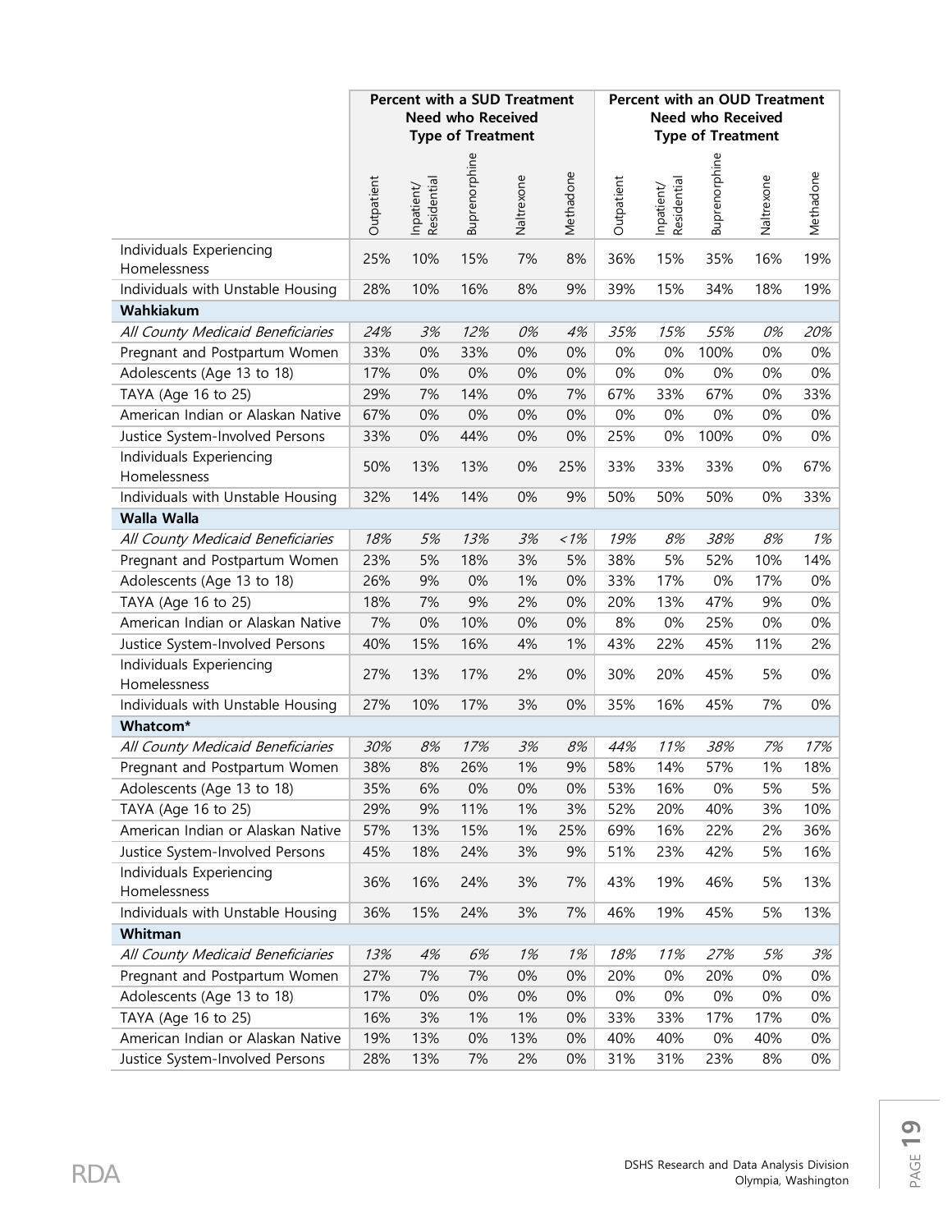| | Percent with a SUD Treatment Need who Received Type of Treatment | | | | | Percent with an OUD Treatment Need who Received Type of Treatment | | | | |
|---|---|---|---|---|---|---|---|---|---|---|
| | Outpatient | Inpatient/ Residential | Buprenorphine | Naltrexone | Methadone | Outpatient | Inpatient/ Residential | Buprenorphine | Naltrexone | Methadone |
| Individuals Experiencing Homelessness | 25% | 10% | 15% | 7% | 8% | 36% | 15% | 35% | 16% | 19% |
| Individuals with Unstable Housing | 28% | 10% | 16% | 8% | 9% | 39% | 15% | 34% | 18% | 19% |
| **Wahkiakum** | | | | | | | | | | |
| *All County Medicaid Beneficiaries* | *24%* | *3%* | *12%* | *0%* | *4%* | *35%* | *15%* | *55%* | *0%* | *20%* |
| Pregnant and Postpartum Women | 33% | 0% | 33% | 0% | 0% | 0% | 0% | 100% | 0% | 0% |
| Adolescents (Age 13 to 18) | 17% | 0% | 0% | 0% | 0% | 0% | 0% | 0% | 0% | 0% |
| TAYA (Age 16 to 25) | 29% | 7% | 14% | 0% | 7% | 67% | 33% | 67% | 0% | 33% |
| American Indian or Alaskan Native | 67% | 0% | 0% | 0% | 0% | 0% | 0% | 0% | 0% | 0% |
| Justice System-Involved Persons | 33% | 0% | 44% | 0% | 0% | 25% | 0% | 100% | 0% | 0% |
| Individuals Experiencing Homelessness | 50% | 13% | 13% | 0% | 25% | 33% | 33% | 33% | 0% | 67% |
| Individuals with Unstable Housing | 32% | 14% | 14% | 0% | 9% | 50% | 50% | 50% | 0% | 33% |
| **Walla Walla** | | | | | | | | | | |
| *All County Medicaid Beneficiaries* | *18%* | *5%* | *13%* | *3%* | *<1%* | *19%* | *8%* | *38%* | *8%* | *1%* |
| Pregnant and Postpartum Women | 23% | 5% | 18% | 3% | 5% | 38% | 5% | 52% | 10% | 14% |
| Adolescents (Age 13 to 18) | 26% | 9% | 0% | 1% | 0% | 33% | 17% | 0% | 17% | 0% |
| TAYA (Age 16 to 25) | 18% | 7% | 9% | 2% | 0% | 20% | 13% | 47% | 9% | 0% |
| American Indian or Alaskan Native | 7% | 0% | 10% | 0% | 0% | 8% | 0% | 25% | 0% | 0% |
| Justice System-Involved Persons | 40% | 15% | 16% | 4% | 1% | 43% | 22% | 45% | 11% | 2% |
| Individuals Experiencing Homelessness | 27% | 13% | 17% | 2% | 0% | 30% | 20% | 45% | 5% | 0% |
| Individuals with Unstable Housing | 27% | 10% | 17% | 3% | 0% | 35% | 16% | 45% | 7% | 0% |
| **Whatcom*** | | | | | | | | | | |
| *All County Medicaid Beneficiaries* | *30%* | *8%* | *17%* | *3%* | *8%* | *44%* | *11%* | *38%* | *7%* | *17%* |
| Pregnant and Postpartum Women | 38% | 8% | 26% | 1% | 9% | 58% | 14% | 57% | 1% | 18% |
| Adolescents (Age 13 to 18) | 35% | 6% | 0% | 0% | 0% | 53% | 16% | 0% | 5% | 5% |
| TAYA (Age 16 to 25) | 29% | 9% | 11% | 1% | 3% | 52% | 20% | 40% | 3% | 10% |
| American Indian or Alaskan Native | 57% | 13% | 15% | 1% | 25% | 69% | 16% | 22% | 2% | 36% |
| Justice System-Involved Persons | 45% | 18% | 24% | 3% | 9% | 51% | 23% | 42% | 5% | 16% |
| Individuals Experiencing Homelessness | 36% | 16% | 24% | 3% | 7% | 43% | 19% | 46% | 5% | 13% |
| Individuals with Unstable Housing | 36% | 15% | 24% | 3% | 7% | 46% | 19% | 45% | 5% | 13% |
| **Whitman** | | | | | | | | | | |
| *All County Medicaid Beneficiaries* | *13%* | *4%* | *6%* | *1%* | *1%* | *18%* | *11%* | *27%* | *5%* | *3%* |
| Pregnant and Postpartum Women | 27% | 7% | 7% | 0% | 0% | 20% | 0% | 20% | 0% | 0% |
| Adolescents (Age 13 to 18) | 17% | 0% | 0% | 0% | 0% | 0% | 0% | 0% | 0% | 0% |
| TAYA (Age 16 to 25) | 16% | 3% | 1% | 1% | 0% | 33% | 33% | 17% | 17% | 0% |
| American Indian or Alaskan Native | 19% | 13% | 0% | 13% | 0% | 40% | 40% | 0% | 40% | 0% |
| Justice System-Involved Persons | 28% | 13% | 7% | 2% | 0% | 31% | 31% | 23% | 8% | 0% |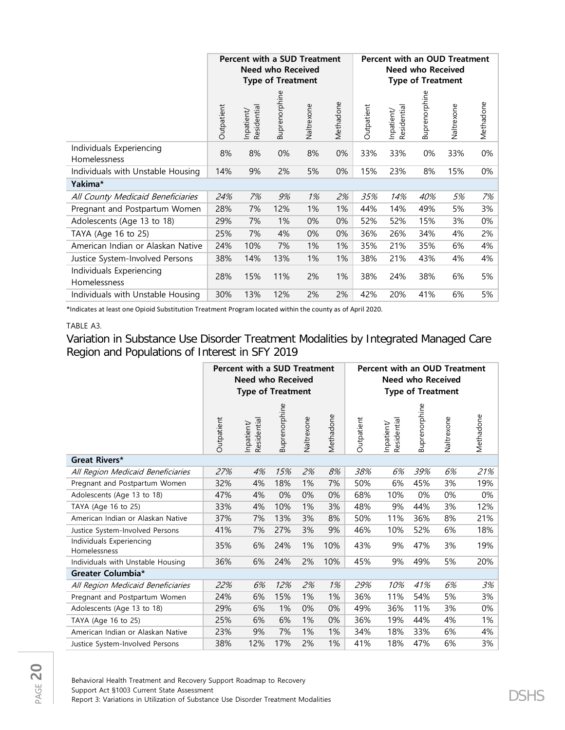| | Percent with a SUD Treatment Need who Received Type of Treatment | | | | | Percent with an OUD Treatment Need who Received Type of Treatment | | | | |
|---|---|---|---|---|---|---|---|---|---|---|
| | Outpatient | Inpatient/ Residential | Buprenorphine | Naltrexone | Methadone | Outpatient | Inpatient/ Residential | Buprenorphine | Naltrexone | Methadone |
| Individuals Experiencing Homelessness | 8% | 8% | 0% | 8% | 0% | 33% | 33% | 0% | 33% | 0% |
| Individuals with Unstable Housing | 14% | 9% | 2% | 5% | 0% | 15% | 23% | 8% | 15% | 0% |
| **Yakima*** | | | | | | | | | | |
| *All County Medicaid Beneficiaries* | *24%* | *7%* | *9%* | *1%* | *2%* | *35%* | *14%* | *40%* | *5%* | *7%* |
| Pregnant and Postpartum Women | 28% | 7% | 12% | 1% | 1% | 44% | 14% | 49% | 5% | 3% |
| Adolescents (Age 13 to 18) | 29% | 7% | 1% | 0% | 0% | 52% | 52% | 15% | 3% | 0% |
| TAYA (Age 16 to 25) | 25% | 7% | 4% | 0% | 0% | 36% | 26% | 34% | 4% | 2% |
| American Indian or Alaskan Native | 24% | 10% | 7% | 1% | 1% | 35% | 21% | 35% | 6% | 4% |
| Justice System-Involved Persons | 38% | 14% | 13% | 1% | 1% | 38% | 21% | 43% | 4% | 4% |
| Individuals Experiencing Homelessness | 28% | 15% | 11% | 2% | 1% | 38% | 24% | 38% | 6% | 5% |
| Individuals with Unstable Housing | 30% | 13% | 12% | 2% | 2% | 42% | 20% | 41% | 6% | 5% |

*Indicates at least one Opioid Substitution Treatment Program located within the county as of April 2020.

TABLE A3.

## Variation in Substance Use Disorder Treatment Modalities by Integrated Managed Care Region and Populations of Interest in SFY 2019

| | Percent with a SUD Treatment Need who Received Type of Treatment | | | | | Percent with an OUD Treatment Need who Received Type of Treatment | | | | |
|---|---|---|---|---|---|---|---|---|---|---|
| | Outpatient | Inpatient/ Residential | Buprenorphine | Naltrexone | Methadone | Outpatient | Inpatient/ Residential | Buprenorphine | Naltrexone | Methadone |
| **Great Rivers*** | | | | | | | | | | |
| *All Region Medicaid Beneficiaries* | *27%* | *4%* | *15%* | *2%* | *8%* | *38%* | *6%* | *39%* | *6%* | *21%* |
| Pregnant and Postpartum Women | 32% | 4% | 18% | 1% | 7% | 50% | 6% | 45% | 3% | 19% |
| Adolescents (Age 13 to 18) | 47% | 4% | 0% | 0% | 0% | 68% | 10% | 0% | 0% | 0% |
| TAYA (Age 16 to 25) | 33% | 4% | 10% | 1% | 3% | 48% | 9% | 44% | 3% | 12% |
| American Indian or Alaskan Native | 37% | 7% | 13% | 3% | 8% | 50% | 11% | 36% | 8% | 21% |
| Justice System-Involved Persons | 41% | 7% | 27% | 3% | 9% | 46% | 10% | 52% | 6% | 18% |
| Individuals Experiencing Homelessness | 35% | 6% | 24% | 1% | 10% | 43% | 9% | 47% | 3% | 19% |
| Individuals with Unstable Housing | 36% | 6% | 24% | 2% | 10% | 45% | 9% | 49% | 5% | 20% |
| **Greater Columbia*** | | | | | | | | | | |
| *All Region Medicaid Beneficiaries* | *22%* | *6%* | *12%* | *2%* | *1%* | *29%* | *10%* | *41%* | *6%* | *3%* |
| Pregnant and Postpartum Women | 24% | 6% | 15% | 1% | 1% | 36% | 11% | 54% | 5% | 3% |
| Adolescents (Age 13 to 18) | 29% | 6% | 1% | 0% | 0% | 49% | 36% | 11% | 3% | 0% |
| TAYA (Age 16 to 25) | 25% | 6% | 6% | 1% | 0% | 36% | 19% | 44% | 4% | 1% |
| American Indian or Alaskan Native | 23% | 9% | 7% | 1% | 1% | 34% | 18% | 33% | 6% | 4% |
| Justice System-Involved Persons | 38% | 12% | 17% | 2% | 1% | 41% | 18% | 47% | 6% | 3% |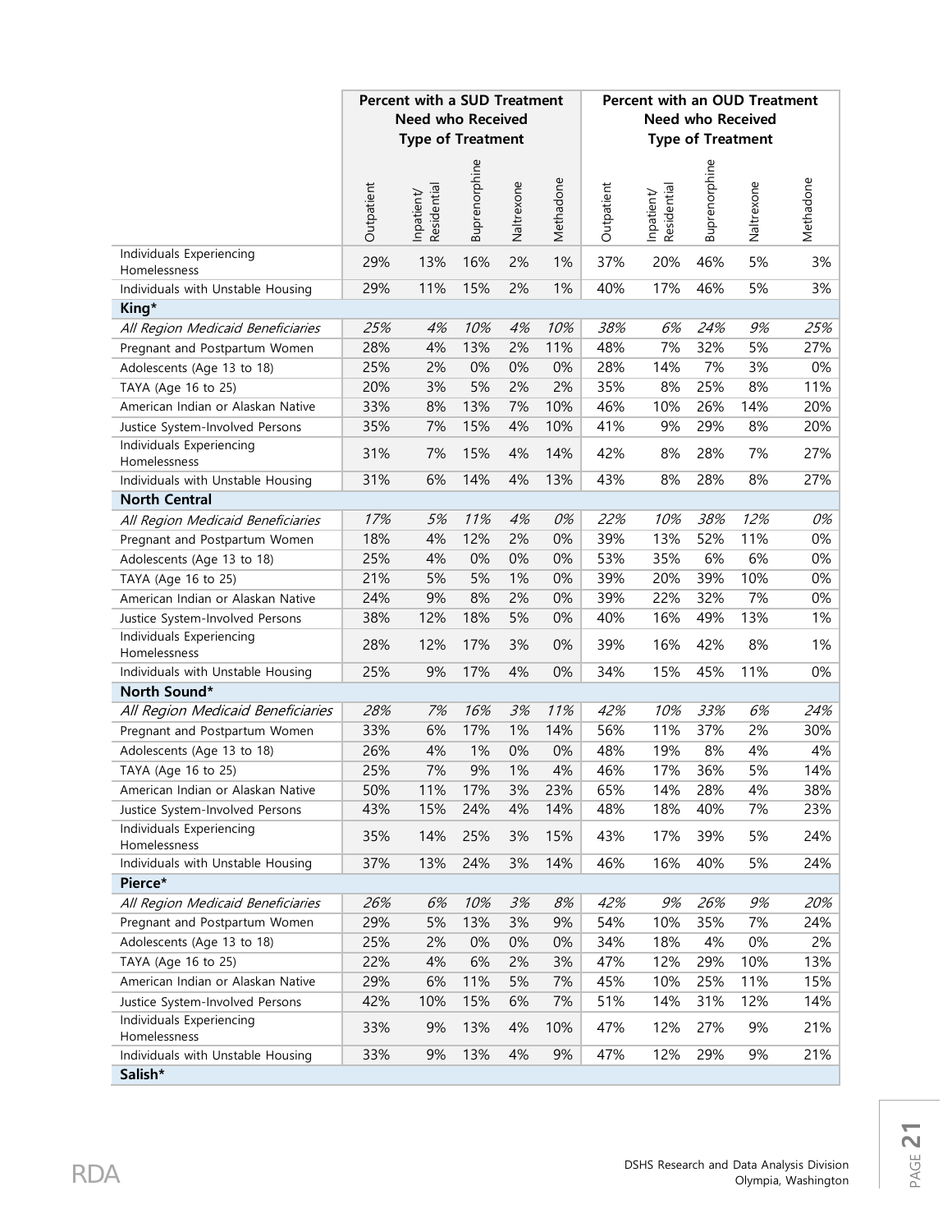| | Percent with a SUD Treatment Need who Received Type of Treatment | | | | | Percent with an OUD Treatment Need who Received Type of Treatment | | | | |
|---|---|---|---|---|---|---|---|---|---|---|
| | Outpatient | Inpatient/ Residential | Buprenorphine | Naltrexone | Methadone | Outpatient | Inpatient/ Residential | Buprenorphine | Naltrexone | Methadone |
| Individuals Experiencing Homelessness | 29% | 13% | 16% | 2% | 1% | 37% | 20% | 46% | 5% | 3% |
| Individuals with Unstable Housing | 29% | 11% | 15% | 2% | 1% | 40% | 17% | 46% | 5% | 3% |
| **King*** | | | | | | | | | | |
| *All Region Medicaid Beneficiaries* | *25%* | *4%* | *10%* | *4%* | *10%* | *38%* | *6%* | *24%* | *9%* | *25%* |
| Pregnant and Postpartum Women | 28% | 4% | 13% | 2% | 11% | 48% | 7% | 32% | 5% | 27% |
| Adolescents (Age 13 to 18) | 25% | 2% | 0% | 0% | 0% | 28% | 14% | 7% | 3% | 0% |
| TAYA (Age 16 to 25) | 20% | 3% | 5% | 2% | 2% | 35% | 8% | 25% | 8% | 11% |
| American Indian or Alaskan Native | 33% | 8% | 13% | 7% | 10% | 46% | 10% | 26% | 14% | 20% |
| Justice System-Involved Persons | 35% | 7% | 15% | 4% | 10% | 41% | 9% | 29% | 8% | 20% |
| Individuals Experiencing Homelessness | 31% | 7% | 15% | 4% | 14% | 42% | 8% | 28% | 7% | 27% |
| Individuals with Unstable Housing | 31% | 6% | 14% | 4% | 13% | 43% | 8% | 28% | 8% | 27% |
| **North Central** | | | | | | | | | | |
| *All Region Medicaid Beneficiaries* | *17%* | *5%* | *11%* | *4%* | *0%* | *22%* | *10%* | *38%* | *12%* | *0%* |
| Pregnant and Postpartum Women | 18% | 4% | 12% | 2% | 0% | 39% | 13% | 52% | 11% | 0% |
| Adolescents (Age 13 to 18) | 25% | 4% | 0% | 0% | 0% | 53% | 35% | 6% | 6% | 0% |
| TAYA (Age 16 to 25) | 21% | 5% | 5% | 1% | 0% | 39% | 20% | 39% | 10% | 0% |
| American Indian or Alaskan Native | 24% | 9% | 8% | 2% | 0% | 39% | 22% | 32% | 7% | 0% |
| Justice System-Involved Persons | 38% | 12% | 18% | 5% | 0% | 40% | 16% | 49% | 13% | 1% |
| Individuals Experiencing Homelessness | 28% | 12% | 17% | 3% | 0% | 39% | 16% | 42% | 8% | 1% |
| Individuals with Unstable Housing | 25% | 9% | 17% | 4% | 0% | 34% | 15% | 45% | 11% | 0% |
| **North Sound*** | | | | | | | | | | |
| *All Region Medicaid Beneficiaries* | *28%* | *7%* | *16%* | *3%* | *11%* | *42%* | *10%* | *33%* | *6%* | *24%* |
| Pregnant and Postpartum Women | 33% | 6% | 17% | 1% | 14% | 56% | 11% | 37% | 2% | 30% |
| Adolescents (Age 13 to 18) | 26% | 4% | 1% | 0% | 0% | 48% | 19% | 8% | 4% | 4% |
| TAYA (Age 16 to 25) | 25% | 7% | 9% | 1% | 4% | 46% | 17% | 36% | 5% | 14% |
| American Indian or Alaskan Native | 50% | 11% | 17% | 3% | 23% | 65% | 14% | 28% | 4% | 38% |
| Justice System-Involved Persons | 43% | 15% | 24% | 4% | 14% | 48% | 18% | 40% | 7% | 23% |
| Individuals Experiencing Homelessness | 35% | 14% | 25% | 3% | 15% | 43% | 17% | 39% | 5% | 24% |
| Individuals with Unstable Housing | 37% | 13% | 24% | 3% | 14% | 46% | 16% | 40% | 5% | 24% |
| **Pierce*** | | | | | | | | | | |
| *All Region Medicaid Beneficiaries* | *26%* | *6%* | *10%* | *3%* | *8%* | *42%* | *9%* | *26%* | *9%* | *20%* |
| Pregnant and Postpartum Women | 29% | 5% | 13% | 3% | 9% | 54% | 10% | 35% | 7% | 24% |
| Adolescents (Age 13 to 18) | 25% | 2% | 0% | 0% | 0% | 34% | 18% | 4% | 0% | 2% |
| TAYA (Age 16 to 25) | 22% | 4% | 6% | 2% | 3% | 47% | 12% | 29% | 10% | 13% |
| American Indian or Alaskan Native | 29% | 6% | 11% | 5% | 7% | 45% | 10% | 25% | 11% | 15% |
| Justice System-Involved Persons | 42% | 10% | 15% | 6% | 7% | 51% | 14% | 31% | 12% | 14% |
| Individuals Experiencing Homelessness | 33% | 9% | 13% | 4% | 10% | 47% | 12% | 27% | 9% | 21% |
| Individuals with Unstable Housing | 33% | 9% | 13% | 4% | 9% | 47% | 12% | 29% | 9% | 21% |
| **Salish*** | | | | | | | | | | |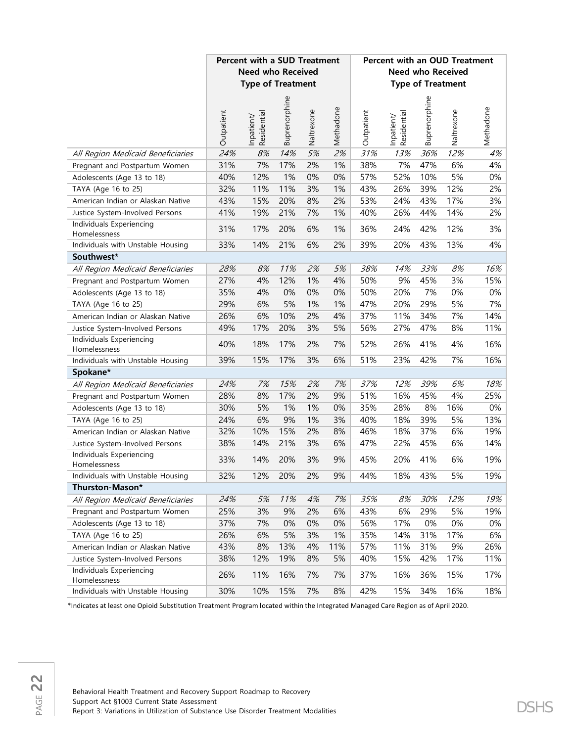| | Percent with a SUD Treatment Need who Received Type of Treatment | | | | | Percent with an OUD Treatment Need who Received Type of Treatment | | | | |
|---|---|---|---|---|---|---|---|---|---|---|
| | Outpatient | Inpatient/ Residential | Buprenorphine | Naltrexone | Methadone | Outpatient | Inpatient/ Residential | Buprenorphine | Naltrexone | Methadone |
| *All Region Medicaid Beneficiaries* | *24%* | *8%* | *14%* | *5%* | *2%* | *31%* | *13%* | *36%* | *12%* | *4%* |
| Pregnant and Postpartum Women | 31% | 7% | 17% | 2% | 1% | 38% | 7% | 47% | 6% | 4% |
| Adolescents (Age 13 to 18) | 40% | 12% | 1% | 0% | 0% | 57% | 52% | 10% | 5% | 0% |
| TAYA (Age 16 to 25) | 32% | 11% | 11% | 3% | 1% | 43% | 26% | 39% | 12% | 2% |
| American Indian or Alaskan Native | 43% | 15% | 20% | 8% | 2% | 53% | 24% | 43% | 17% | 3% |
| Justice System-Involved Persons | 41% | 19% | 21% | 7% | 1% | 40% | 26% | 44% | 14% | 2% |
| Individuals Experiencing Homelessness | 31% | 17% | 20% | 6% | 1% | 36% | 24% | 42% | 12% | 3% |
| Individuals with Unstable Housing | 33% | 14% | 21% | 6% | 2% | 39% | 20% | 43% | 13% | 4% |
| **Southwest*** | | | | | | | | | | |
| *All Region Medicaid Beneficiaries* | *28%* | *8%* | *11%* | *2%* | *5%* | *38%* | *14%* | *33%* | *8%* | *16%* |
| Pregnant and Postpartum Women | 27% | 4% | 12% | 1% | 4% | 50% | 9% | 45% | 3% | 15% |
| Adolescents (Age 13 to 18) | 35% | 4% | 0% | 0% | 0% | 50% | 20% | 7% | 0% | 0% |
| TAYA (Age 16 to 25) | 29% | 6% | 5% | 1% | 1% | 47% | 20% | 29% | 5% | 7% |
| American Indian or Alaskan Native | 26% | 6% | 10% | 2% | 4% | 37% | 11% | 34% | 7% | 14% |
| Justice System-Involved Persons | 49% | 17% | 20% | 3% | 5% | 56% | 27% | 47% | 8% | 11% |
| Individuals Experiencing Homelessness | 40% | 18% | 17% | 2% | 7% | 52% | 26% | 41% | 4% | 16% |
| Individuals with Unstable Housing | 39% | 15% | 17% | 3% | 6% | 51% | 23% | 42% | 7% | 16% |
| **Spokane*** | | | | | | | | | | |
| *All Region Medicaid Beneficiaries* | *24%* | *7%* | *15%* | *2%* | *7%* | *37%* | *12%* | *39%* | *6%* | *18%* |
| Pregnant and Postpartum Women | 28% | 8% | 17% | 2% | 9% | 51% | 16% | 45% | 4% | 25% |
| Adolescents (Age 13 to 18) | 30% | 5% | 1% | 1% | 0% | 35% | 28% | 8% | 16% | 0% |
| TAYA (Age 16 to 25) | 24% | 6% | 9% | 1% | 3% | 40% | 18% | 39% | 5% | 13% |
| American Indian or Alaskan Native | 32% | 10% | 15% | 2% | 8% | 46% | 18% | 37% | 6% | 19% |
| Justice System-Involved Persons | 38% | 14% | 21% | 3% | 6% | 47% | 22% | 45% | 6% | 14% |
| Individuals Experiencing Homelessness | 33% | 14% | 20% | 3% | 9% | 45% | 20% | 41% | 6% | 19% |
| Individuals with Unstable Housing | 32% | 12% | 20% | 2% | 9% | 44% | 18% | 43% | 5% | 19% |
| **Thurston-Mason*** | | | | | | | | | | |
| *All Region Medicaid Beneficiaries* | *24%* | *5%* | *11%* | *4%* | *7%* | *35%* | *8%* | *30%* | *12%* | *19%* |
| Pregnant and Postpartum Women | 25% | 3% | 9% | 2% | 6% | 43% | 6% | 29% | 5% | 19% |
| Adolescents (Age 13 to 18) | 37% | 7% | 0% | 0% | 0% | 56% | 17% | 0% | 0% | 0% |
| TAYA (Age 16 to 25) | 26% | 6% | 5% | 3% | 1% | 35% | 14% | 31% | 17% | 6% |
| American Indian or Alaskan Native | 43% | 8% | 13% | 4% | 11% | 57% | 11% | 31% | 9% | 26% |
| Justice System-Involved Persons | 38% | 12% | 19% | 8% | 5% | 40% | 15% | 42% | 17% | 11% |
| Individuals Experiencing Homelessness | 26% | 11% | 16% | 7% | 7% | 37% | 16% | 36% | 15% | 17% |
| Individuals with Unstable Housing | 30% | 10% | 15% | 7% | 8% | 42% | 15% | 34% | 16% | 18% |

*Indicates at least one Opioid Substitution Treatment Program located within the Integrated Managed Care Region as of April 2020.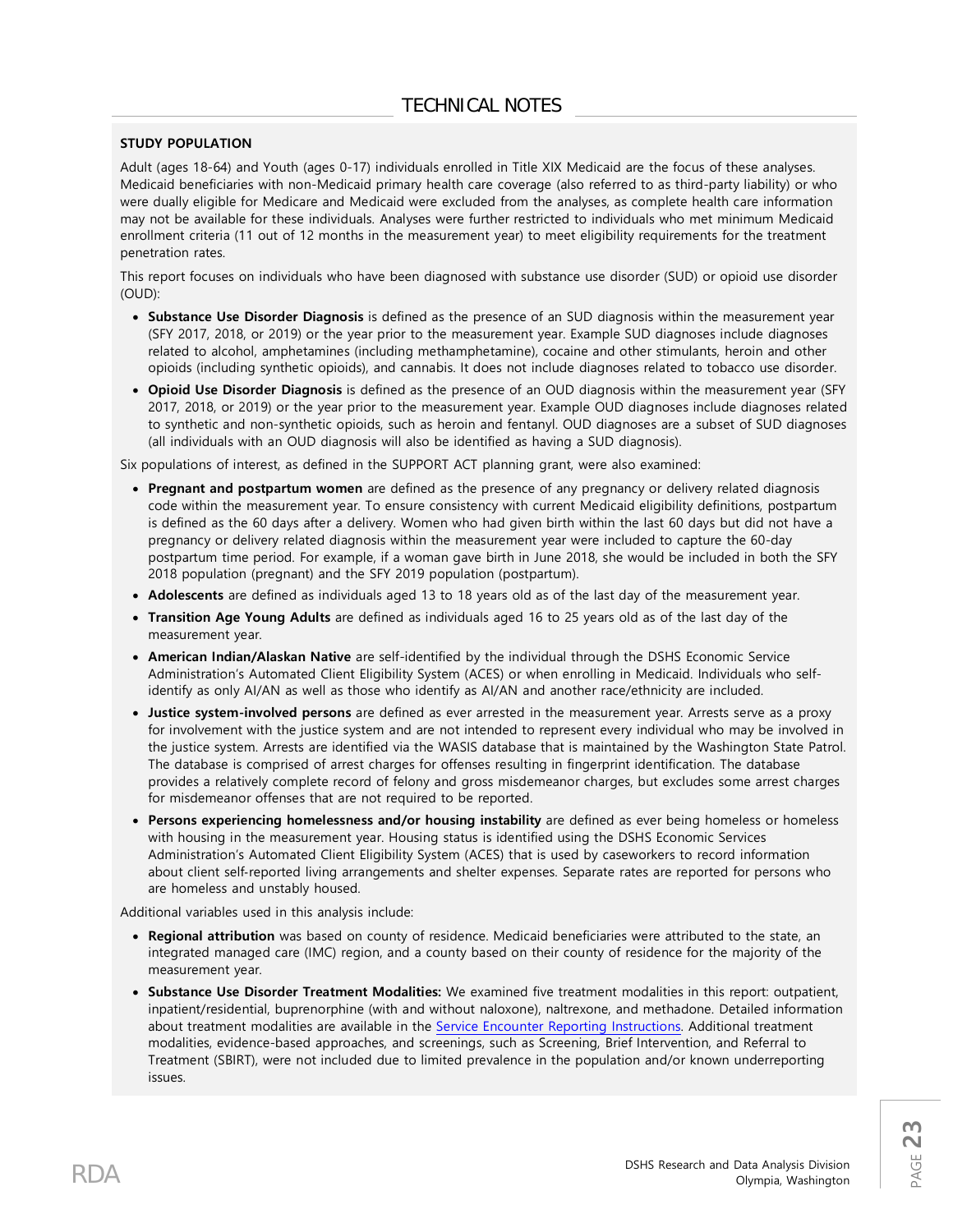# TECHNICAL NOTES

**STUDY POPULATION**

Adult (ages 18-64) and Youth (ages 0-17) individuals enrolled in Title XIX Medicaid are the focus of these analyses. Medicaid beneficiaries with non-Medicaid primary health care coverage (also referred to as third-party liability) or who were dually eligible for Medicare and Medicaid were excluded from the analyses, as complete health care information may not be available for these individuals. Analyses were further restricted to individuals who met minimum Medicaid enrollment criteria (11 out of 12 months in the measurement year) to meet eligibility requirements for the treatment penetration rates.

This report focuses on individuals who have been diagnosed with substance use disorder (SUD) or opioid use disorder (OUD):

- **Substance Use Disorder Diagnosis** is defined as the presence of an SUD diagnosis within the measurement year (SFY 2017, 2018, or 2019) or the year prior to the measurement year. Example SUD diagnoses include diagnoses related to alcohol, amphetamines (including methamphetamine), cocaine and other stimulants, heroin and other opioids (including synthetic opioids), and cannabis. It does not include diagnoses related to tobacco use disorder.
- **Opioid Use Disorder Diagnosis** is defined as the presence of an OUD diagnosis within the measurement year (SFY 2017, 2018, or 2019) or the year prior to the measurement year. Example OUD diagnoses include diagnoses related to synthetic and non-synthetic opioids, such as heroin and fentanyl. OUD diagnoses are a subset of SUD diagnoses (all individuals with an OUD diagnosis will also be identified as having a SUD diagnosis).

Six populations of interest, as defined in the SUPPORT ACT planning grant, were also examined:

- **Pregnant and postpartum women** are defined as the presence of any pregnancy or delivery related diagnosis code within the measurement year. To ensure consistency with current Medicaid eligibility definitions, postpartum is defined as the 60 days after a delivery. Women who had given birth within the last 60 days but did not have a pregnancy or delivery related diagnosis within the measurement year were included to capture the 60-day postpartum time period. For example, if a woman gave birth in June 2018, she would be included in both the SFY 2018 population (pregnant) and the SFY 2019 population (postpartum).
- **Adolescents** are defined as individuals aged 13 to 18 years old as of the last day of the measurement year.
- **Transition Age Young Adults** are defined as individuals aged 16 to 25 years old as of the last day of the measurement year.
- **American Indian/Alaskan Native** are self-identified by the individual through the DSHS Economic Service Administration's Automated Client Eligibility System (ACES) or when enrolling in Medicaid. Individuals who self-identify as only AI/AN as well as those who identify as AI/AN and another race/ethnicity are included.
- **Justice system-involved persons** are defined as ever arrested in the measurement year. Arrests serve as a proxy for involvement with the justice system and are not intended to represent every individual who may be involved in the justice system. Arrests are identified via the WASIS database that is maintained by the Washington State Patrol. The database is comprised of arrest charges for offenses resulting in fingerprint identification. The database provides a relatively complete record of felony and gross misdemeanor charges, but excludes some arrest charges for misdemeanor offenses that are not required to be reported.
- **Persons experiencing homelessness and/or housing instability** are defined as ever being homeless or homeless with housing in the measurement year. Housing status is identified using the DSHS Economic Services Administration's Automated Client Eligibility System (ACES) that is used by caseworkers to record information about client self-reported living arrangements and shelter expenses. Separate rates are reported for persons who are homeless and unstably housed.

Additional variables used in this analysis include:

- **Regional attribution** was based on county of residence. Medicaid beneficiaries were attributed to the state, an integrated managed care (IMC) region, and a county based on their county of residence for the majority of the measurement year.
- **Substance Use Disorder Treatment Modalities:** We examined five treatment modalities in this report: outpatient, inpatient/residential, buprenorphine (with and without naloxone), naltrexone, and methadone. Detailed information about treatment modalities are available in the Service Encounter Reporting Instructions. Additional treatment modalities, evidence-based approaches, and screenings, such as Screening, Brief Intervention, and Referral to Treatment (SBIRT), were not included due to limited prevalence in the population and/or known underreporting issues.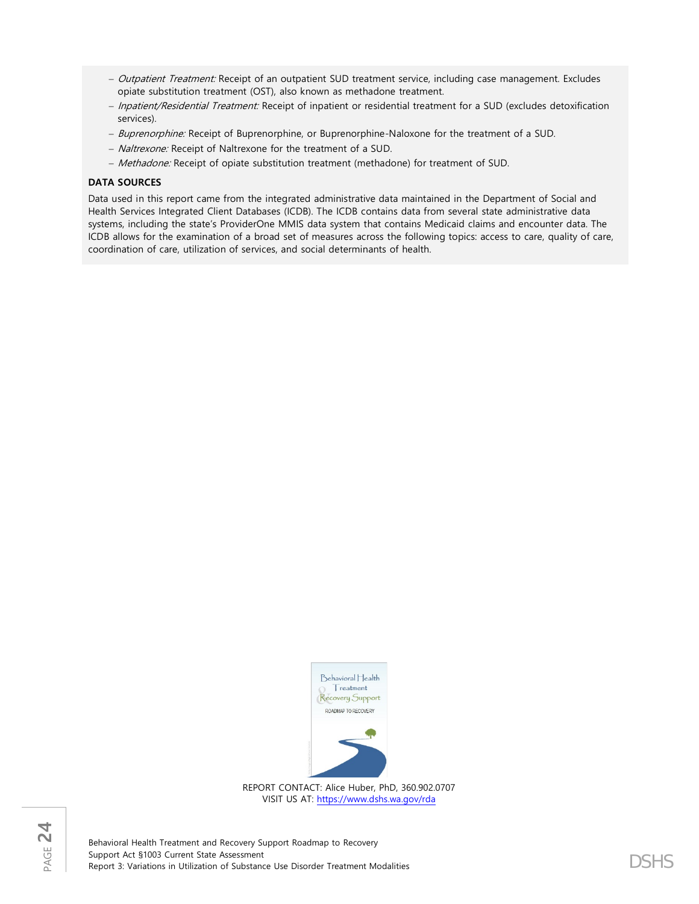- *Outpatient Treatment:* Receipt of an outpatient SUD treatment service, including case management. Excludes opiate substitution treatment (OST), also known as methadone treatment.
- *Inpatient/Residential Treatment:* Receipt of inpatient or residential treatment for a SUD (excludes detoxification services).
- *Buprenorphine:* Receipt of Buprenorphine, or Buprenorphine-Naloxone for the treatment of a SUD.
- *Naltrexone:* Receipt of Naltrexone for the treatment of a SUD.
- *Methadone:* Receipt of opiate substitution treatment (methadone) for treatment of SUD.

**DATA SOURCES**

Data used in this report came from the integrated administrative data maintained in the Department of Social and Health Services Integrated Client Databases (ICDB). The ICDB contains data from several state administrative data systems, including the state's ProviderOne MMIS data system that contains Medicaid claims and encounter data. The ICDB allows for the examination of a broad set of measures across the following topics: access to care, quality of care, coordination of care, utilization of services, and social determinants of health.

REPORT CONTACT: Alice Huber, PhD, 360.902.0707
VISIT US AT: https://www.dshs.wa.gov/rda